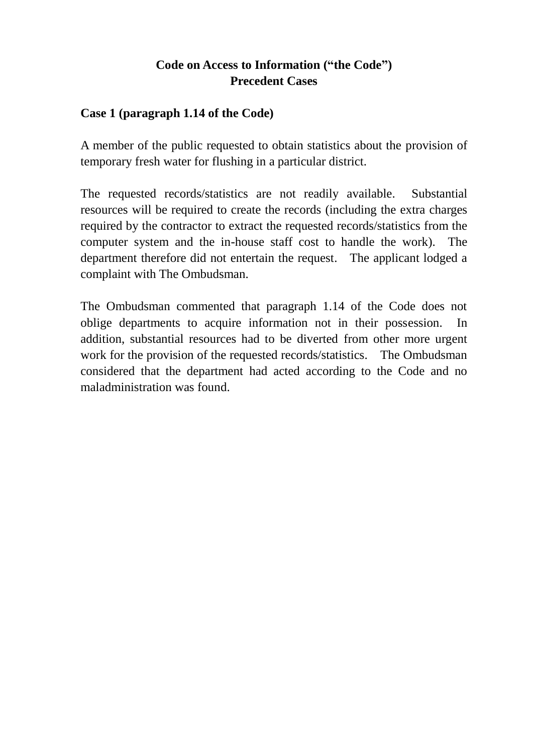# Code on Access to Information ("the Code")
# Precedent Cases

**Case 1 (paragraph 1.14 of the Code)**

A member of the public requested to obtain statistics about the provision of temporary fresh water for flushing in a particular district.

The requested records/statistics are not readily available. Substantial resources will be required to create the records (including the extra charges required by the contractor to extract the requested records/statistics from the computer system and the in-house staff cost to handle the work). The department therefore did not entertain the request. The applicant lodged a complaint with The Ombudsman.

The Ombudsman commented that paragraph 1.14 of the Code does not oblige departments to acquire information not in their possession. In addition, substantial resources had to be diverted from other more urgent work for the provision of the requested records/statistics. The Ombudsman considered that the department had acted according to the Code and no maladministration was found.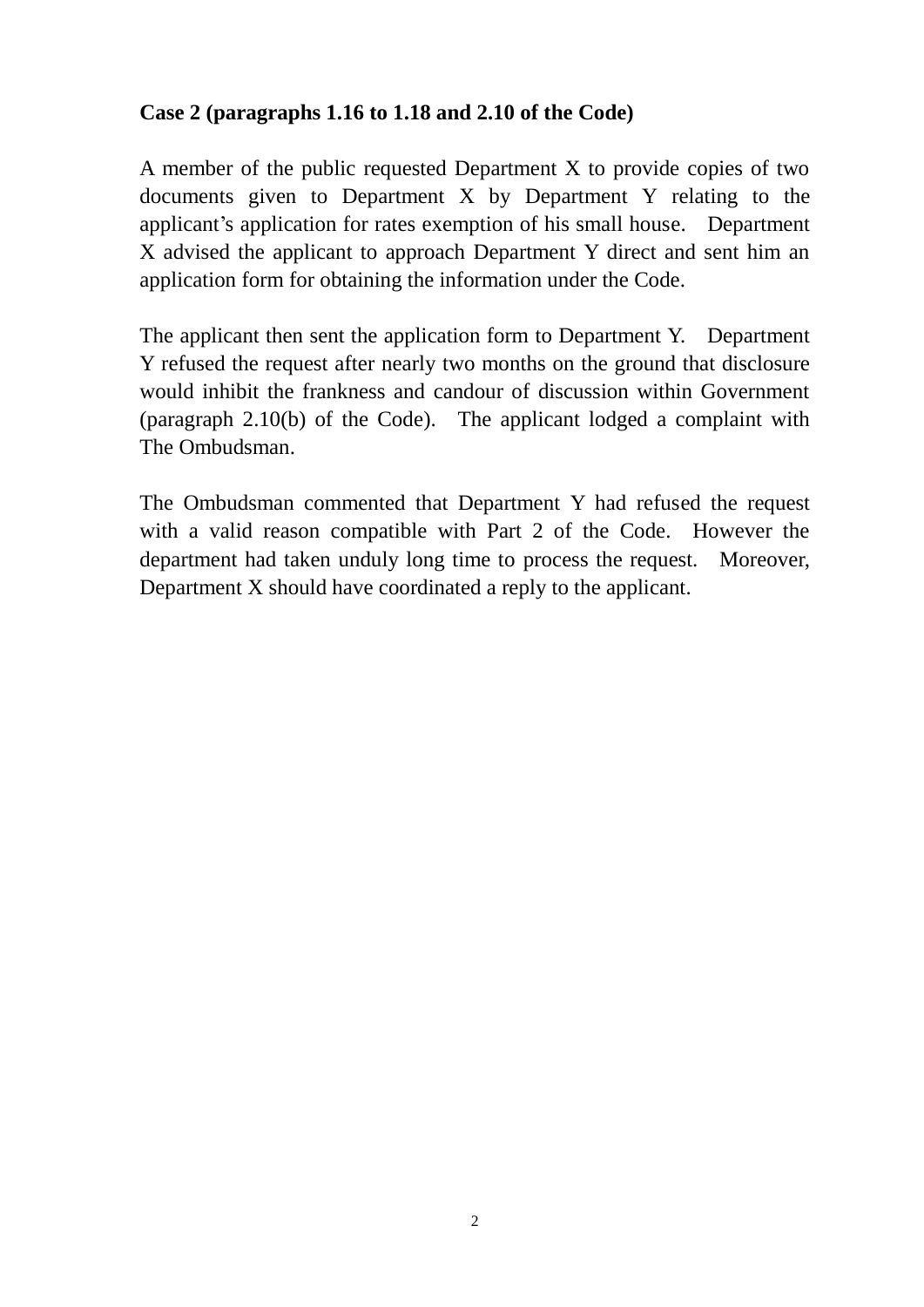**Case 2 (paragraphs 1.16 to 1.18 and 2.10 of the Code)**

A member of the public requested Department X to provide copies of two documents given to Department X by Department Y relating to the applicant's application for rates exemption of his small house. Department X advised the applicant to approach Department Y direct and sent him an application form for obtaining the information under the Code.

The applicant then sent the application form to Department Y. Department Y refused the request after nearly two months on the ground that disclosure would inhibit the frankness and candour of discussion within Government (paragraph 2.10(b) of the Code). The applicant lodged a complaint with The Ombudsman.

The Ombudsman commented that Department Y had refused the request with a valid reason compatible with Part 2 of the Code. However the department had taken unduly long time to process the request. Moreover, Department X should have coordinated a reply to the applicant.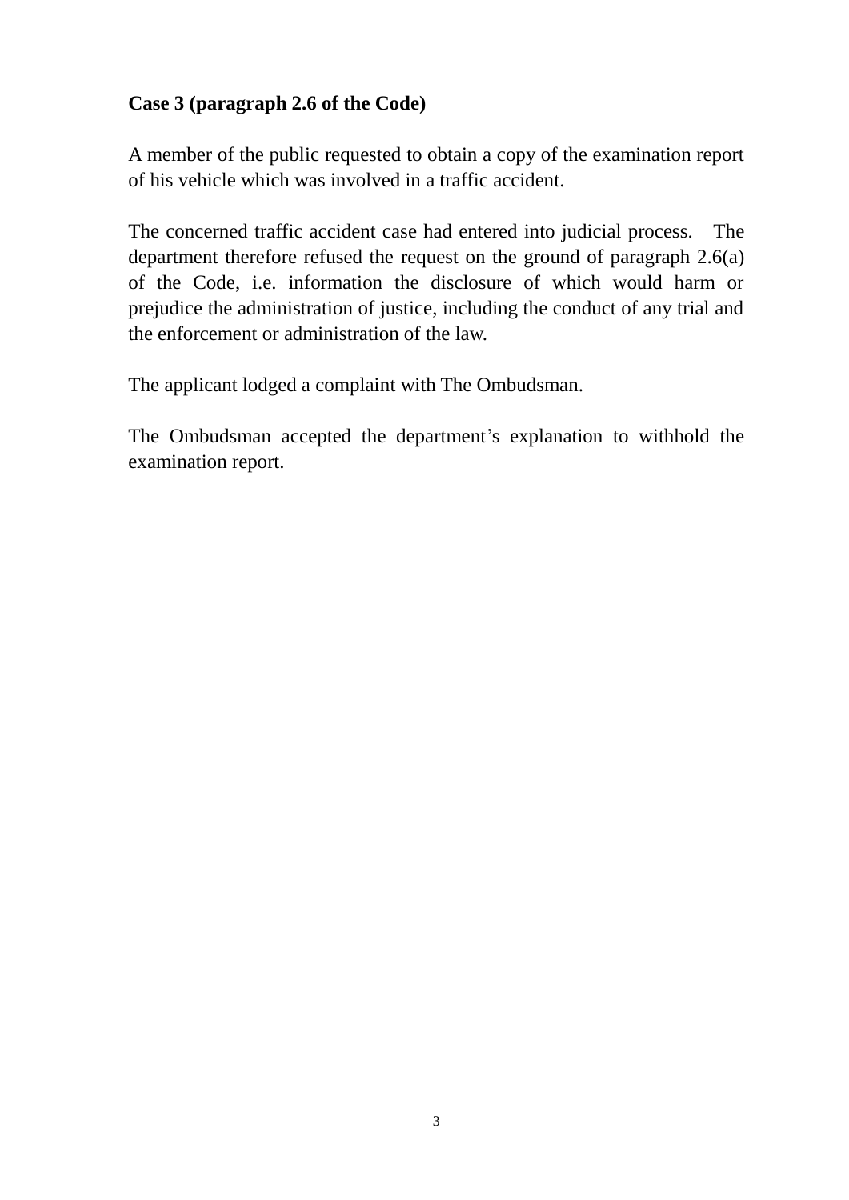**Case 3 (paragraph 2.6 of the Code)**

A member of the public requested to obtain a copy of the examination report of his vehicle which was involved in a traffic accident.

The concerned traffic accident case had entered into judicial process. The department therefore refused the request on the ground of paragraph 2.6(a) of the Code, i.e. information the disclosure of which would harm or prejudice the administration of justice, including the conduct of any trial and the enforcement or administration of the law.

The applicant lodged a complaint with The Ombudsman.

The Ombudsman accepted the department's explanation to withhold the examination report.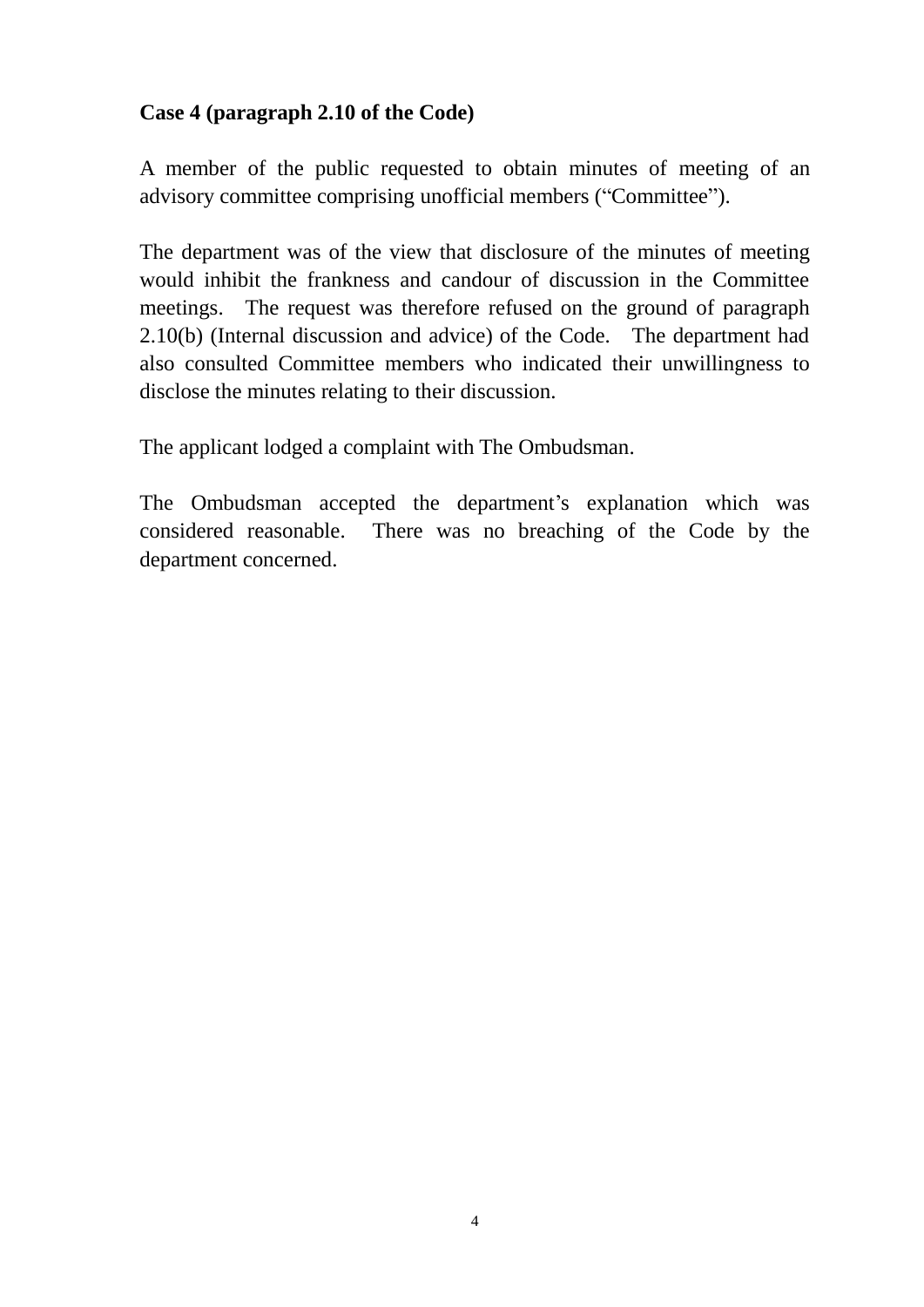**Case 4 (paragraph 2.10 of the Code)**

A member of the public requested to obtain minutes of meeting of an advisory committee comprising unofficial members ("Committee").

The department was of the view that disclosure of the minutes of meeting would inhibit the frankness and candour of discussion in the Committee meetings. The request was therefore refused on the ground of paragraph 2.10(b) (Internal discussion and advice) of the Code. The department had also consulted Committee members who indicated their unwillingness to disclose the minutes relating to their discussion.

The applicant lodged a complaint with The Ombudsman.

The Ombudsman accepted the department's explanation which was considered reasonable. There was no breaching of the Code by the department concerned.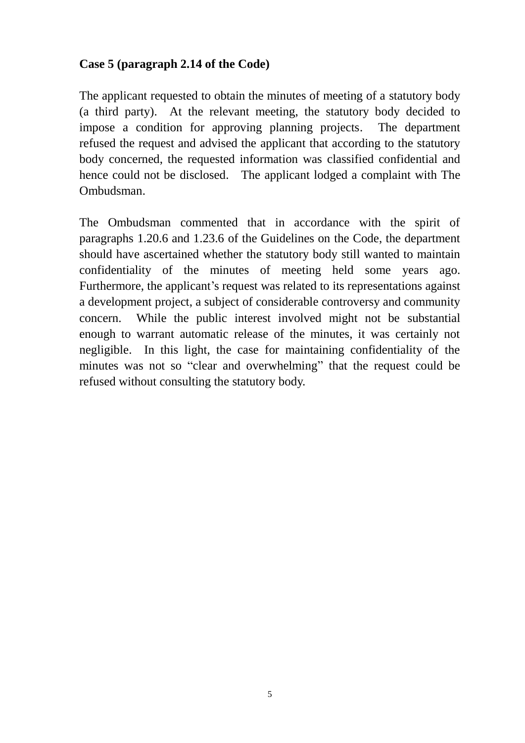**Case 5 (paragraph 2.14 of the Code)**

The applicant requested to obtain the minutes of meeting of a statutory body (a third party). At the relevant meeting, the statutory body decided to impose a condition for approving planning projects. The department refused the request and advised the applicant that according to the statutory body concerned, the requested information was classified confidential and hence could not be disclosed. The applicant lodged a complaint with The Ombudsman.

The Ombudsman commented that in accordance with the spirit of paragraphs 1.20.6 and 1.23.6 of the Guidelines on the Code, the department should have ascertained whether the statutory body still wanted to maintain confidentiality of the minutes of meeting held some years ago. Furthermore, the applicant's request was related to its representations against a development project, a subject of considerable controversy and community concern. While the public interest involved might not be substantial enough to warrant automatic release of the minutes, it was certainly not negligible. In this light, the case for maintaining confidentiality of the minutes was not so "clear and overwhelming" that the request could be refused without consulting the statutory body.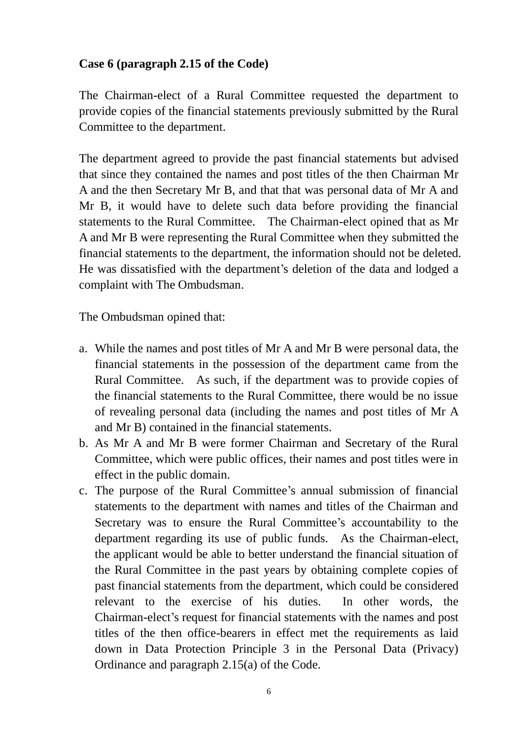**Case 6 (paragraph 2.15 of the Code)**

The Chairman-elect of a Rural Committee requested the department to provide copies of the financial statements previously submitted by the Rural Committee to the department.

The department agreed to provide the past financial statements but advised that since they contained the names and post titles of the then Chairman Mr A and the then Secretary Mr B, and that that was personal data of Mr A and Mr B, it would have to delete such data before providing the financial statements to the Rural Committee. The Chairman-elect opined that as Mr A and Mr B were representing the Rural Committee when they submitted the financial statements to the department, the information should not be deleted. He was dissatisfied with the department's deletion of the data and lodged a complaint with The Ombudsman.

The Ombudsman opined that:

a. While the names and post titles of Mr A and Mr B were personal data, the financial statements in the possession of the department came from the Rural Committee. As such, if the department was to provide copies of the financial statements to the Rural Committee, there would be no issue of revealing personal data (including the names and post titles of Mr A and Mr B) contained in the financial statements.
b. As Mr A and Mr B were former Chairman and Secretary of the Rural Committee, which were public offices, their names and post titles were in effect in the public domain.
c. The purpose of the Rural Committee's annual submission of financial statements to the department with names and titles of the Chairman and Secretary was to ensure the Rural Committee's accountability to the department regarding its use of public funds. As the Chairman-elect, the applicant would be able to better understand the financial situation of the Rural Committee in the past years by obtaining complete copies of past financial statements from the department, which could be considered relevant to the exercise of his duties. In other words, the Chairman-elect's request for financial statements with the names and post titles of the then office-bearers in effect met the requirements as laid down in Data Protection Principle 3 in the Personal Data (Privacy) Ordinance and paragraph 2.15(a) of the Code.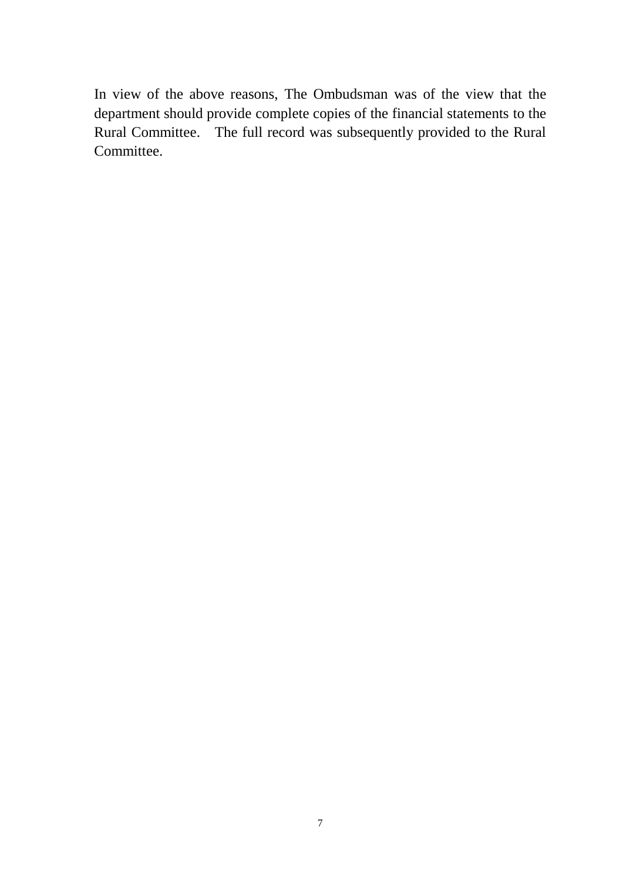In view of the above reasons, The Ombudsman was of the view that the department should provide complete copies of the financial statements to the Rural Committee. The full record was subsequently provided to the Rural Committee.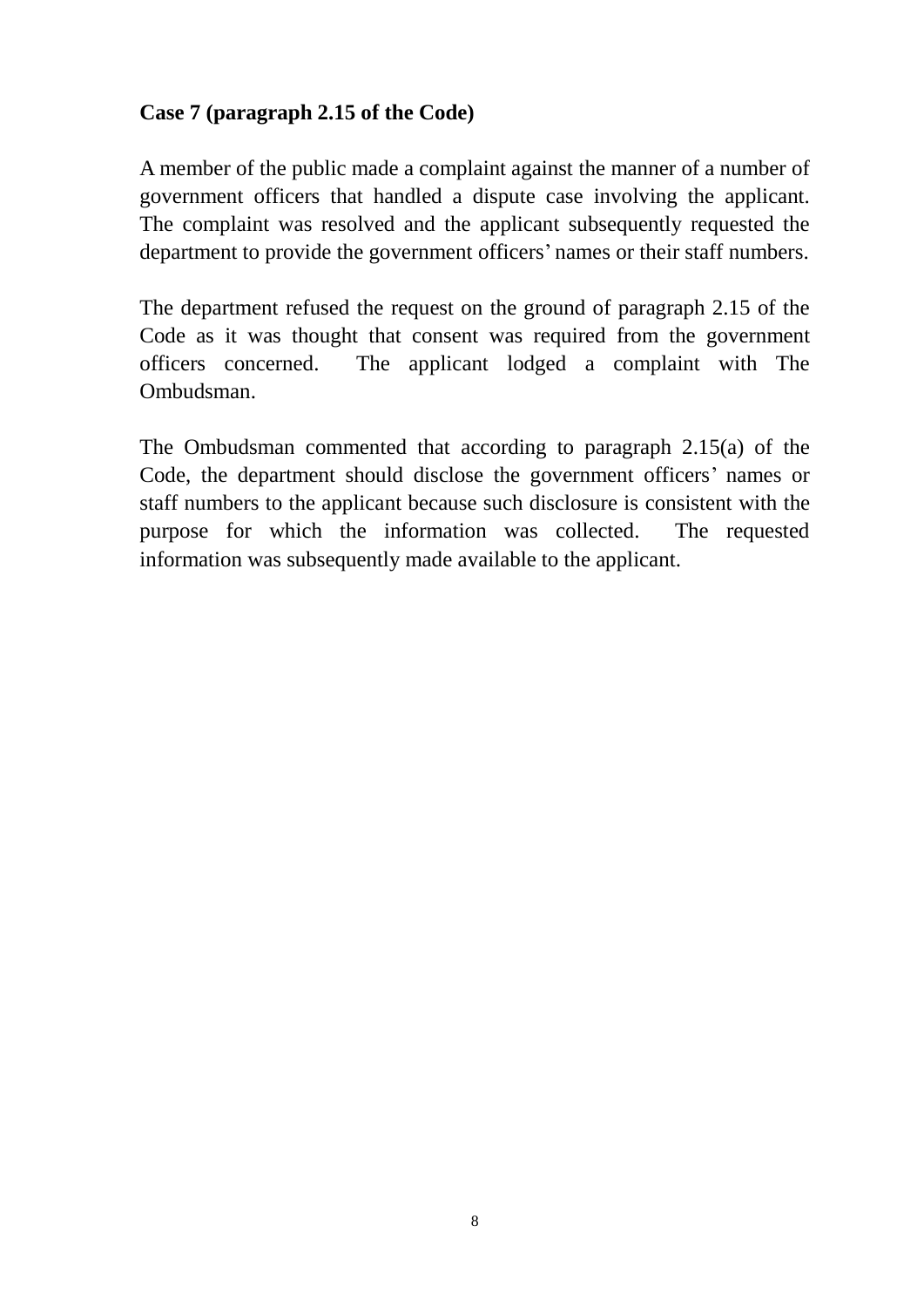**Case 7 (paragraph 2.15 of the Code)**

A member of the public made a complaint against the manner of a number of government officers that handled a dispute case involving the applicant. The complaint was resolved and the applicant subsequently requested the department to provide the government officers' names or their staff numbers.

The department refused the request on the ground of paragraph 2.15 of the Code as it was thought that consent was required from the government officers concerned. The applicant lodged a complaint with The Ombudsman.

The Ombudsman commented that according to paragraph 2.15(a) of the Code, the department should disclose the government officers' names or staff numbers to the applicant because such disclosure is consistent with the purpose for which the information was collected. The requested information was subsequently made available to the applicant.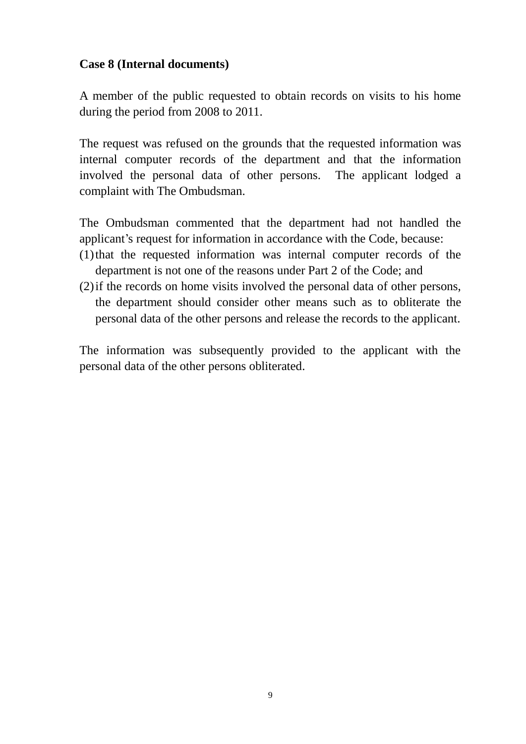**Case 8 (Internal documents)**

A member of the public requested to obtain records on visits to his home during the period from 2008 to 2011.

The request was refused on the grounds that the requested information was internal computer records of the department and that the information involved the personal data of other persons. The applicant lodged a complaint with The Ombudsman.

The Ombudsman commented that the department had not handled the applicant's request for information in accordance with the Code, because:

(1) that the requested information was internal computer records of the department is not one of the reasons under Part 2 of the Code; and
(2) if the records on home visits involved the personal data of other persons, the department should consider other means such as to obliterate the personal data of the other persons and release the records to the applicant.

The information was subsequently provided to the applicant with the personal data of the other persons obliterated.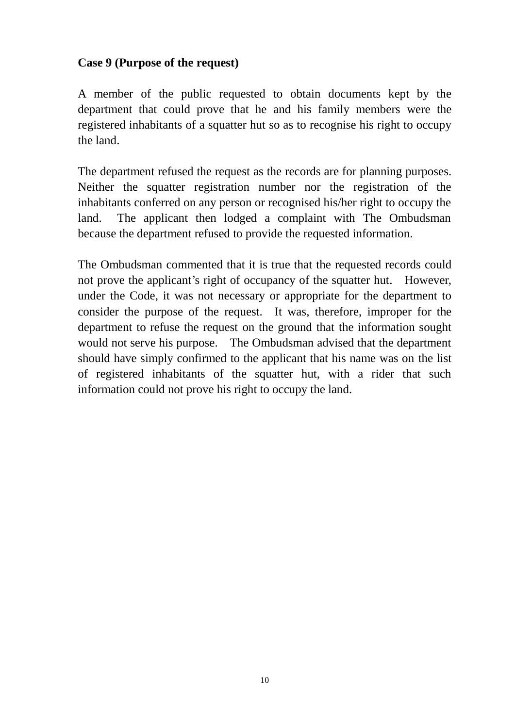**Case 9 (Purpose of the request)**

A member of the public requested to obtain documents kept by the department that could prove that he and his family members were the registered inhabitants of a squatter hut so as to recognise his right to occupy the land.

The department refused the request as the records are for planning purposes. Neither the squatter registration number nor the registration of the inhabitants conferred on any person or recognised his/her right to occupy the land. The applicant then lodged a complaint with The Ombudsman because the department refused to provide the requested information.

The Ombudsman commented that it is true that the requested records could not prove the applicant's right of occupancy of the squatter hut. However, under the Code, it was not necessary or appropriate for the department to consider the purpose of the request. It was, therefore, improper for the department to refuse the request on the ground that the information sought would not serve his purpose. The Ombudsman advised that the department should have simply confirmed to the applicant that his name was on the list of registered inhabitants of the squatter hut, with a rider that such information could not prove his right to occupy the land.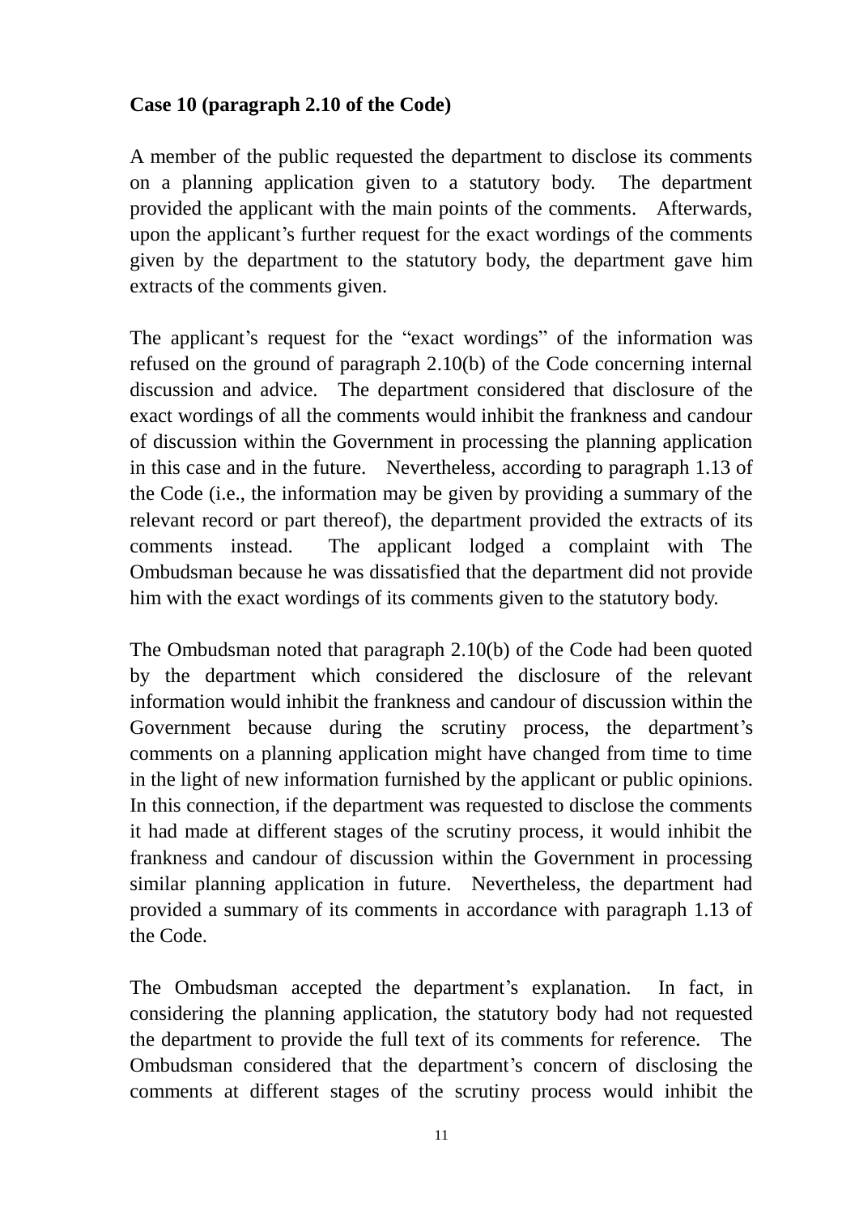**Case 10 (paragraph 2.10 of the Code)**

A member of the public requested the department to disclose its comments on a planning application given to a statutory body. The department provided the applicant with the main points of the comments. Afterwards, upon the applicant's further request for the exact wordings of the comments given by the department to the statutory body, the department gave him extracts of the comments given.

The applicant's request for the "exact wordings" of the information was refused on the ground of paragraph 2.10(b) of the Code concerning internal discussion and advice. The department considered that disclosure of the exact wordings of all the comments would inhibit the frankness and candour of discussion within the Government in processing the planning application in this case and in the future. Nevertheless, according to paragraph 1.13 of the Code (i.e., the information may be given by providing a summary of the relevant record or part thereof), the department provided the extracts of its comments instead. The applicant lodged a complaint with The Ombudsman because he was dissatisfied that the department did not provide him with the exact wordings of its comments given to the statutory body.

The Ombudsman noted that paragraph 2.10(b) of the Code had been quoted by the department which considered the disclosure of the relevant information would inhibit the frankness and candour of discussion within the Government because during the scrutiny process, the department's comments on a planning application might have changed from time to time in the light of new information furnished by the applicant or public opinions. In this connection, if the department was requested to disclose the comments it had made at different stages of the scrutiny process, it would inhibit the frankness and candour of discussion within the Government in processing similar planning application in future. Nevertheless, the department had provided a summary of its comments in accordance with paragraph 1.13 of the Code.

The Ombudsman accepted the department's explanation. In fact, in considering the planning application, the statutory body had not requested the department to provide the full text of its comments for reference. The Ombudsman considered that the department's concern of disclosing the comments at different stages of the scrutiny process would inhibit the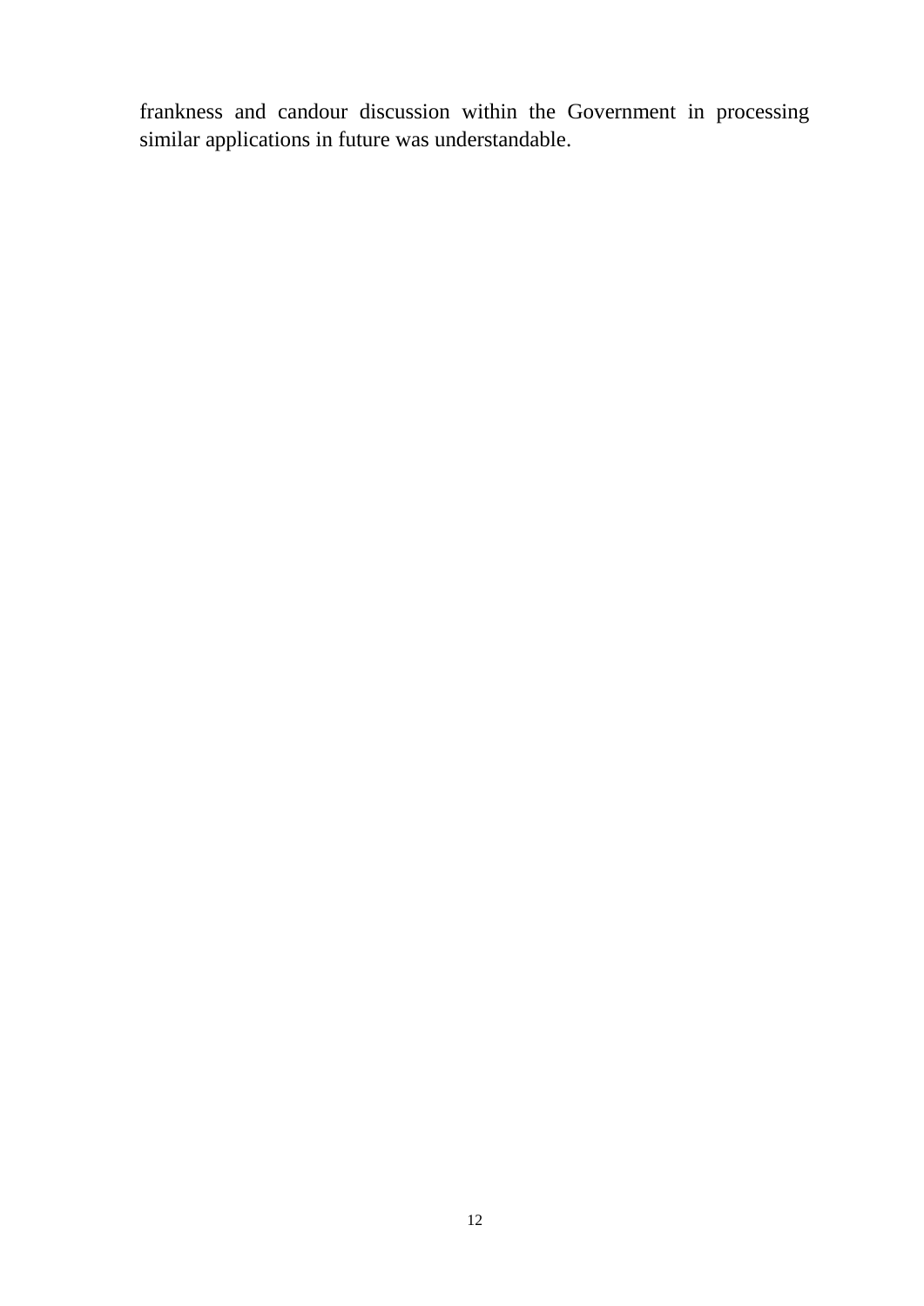frankness and candour discussion within the Government in processing similar applications in future was understandable.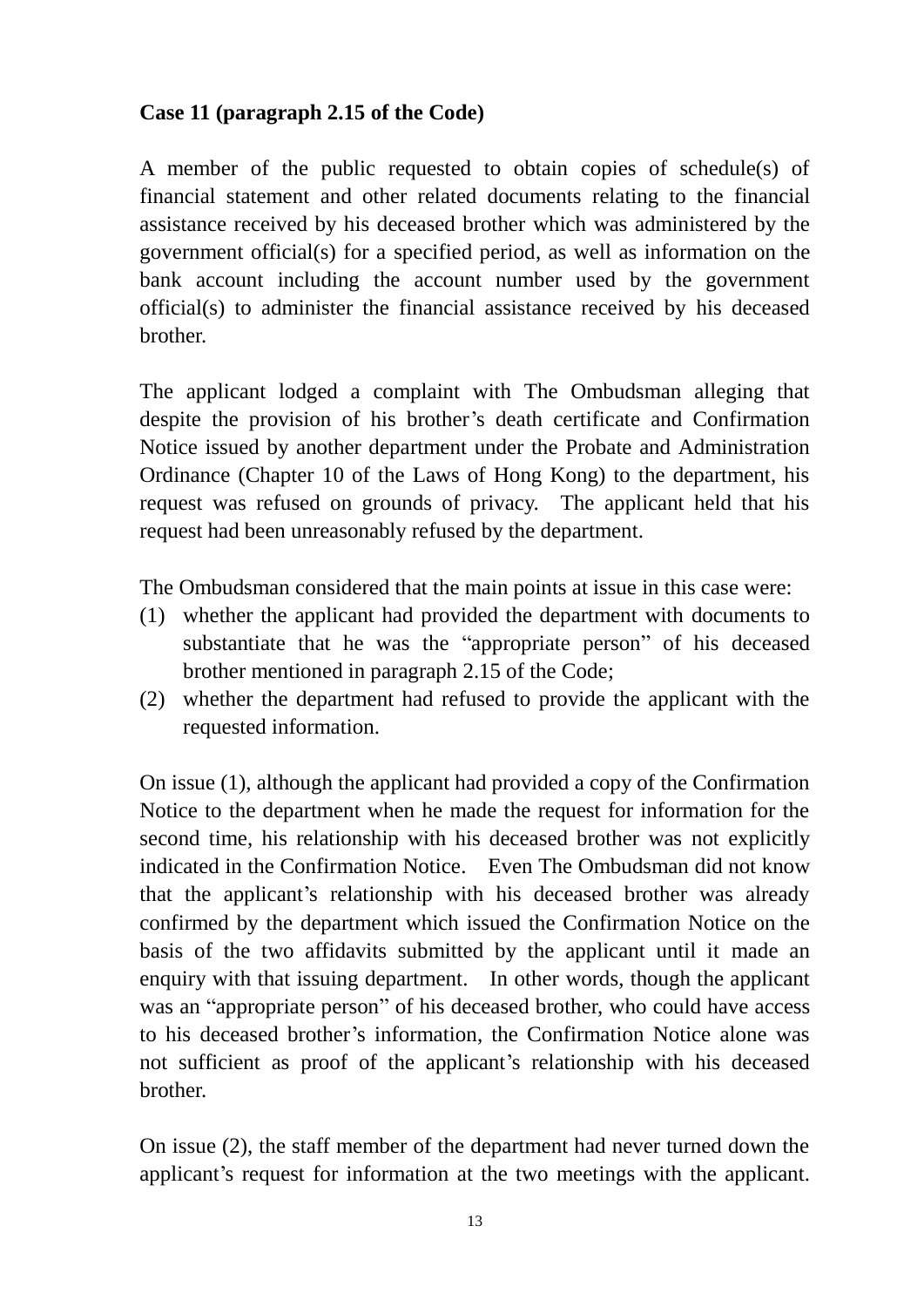**Case 11 (paragraph 2.15 of the Code)**

A member of the public requested to obtain copies of schedule(s) of financial statement and other related documents relating to the financial assistance received by his deceased brother which was administered by the government official(s) for a specified period, as well as information on the bank account including the account number used by the government official(s) to administer the financial assistance received by his deceased brother.

The applicant lodged a complaint with The Ombudsman alleging that despite the provision of his brother's death certificate and Confirmation Notice issued by another department under the Probate and Administration Ordinance (Chapter 10 of the Laws of Hong Kong) to the department, his request was refused on grounds of privacy. The applicant held that his request had been unreasonably refused by the department.

The Ombudsman considered that the main points at issue in this case were:

(1) whether the applicant had provided the department with documents to substantiate that he was the "appropriate person" of his deceased brother mentioned in paragraph 2.15 of the Code;

(2) whether the department had refused to provide the applicant with the requested information.

On issue (1), although the applicant had provided a copy of the Confirmation Notice to the department when he made the request for information for the second time, his relationship with his deceased brother was not explicitly indicated in the Confirmation Notice. Even The Ombudsman did not know that the applicant's relationship with his deceased brother was already confirmed by the department which issued the Confirmation Notice on the basis of the two affidavits submitted by the applicant until it made an enquiry with that issuing department. In other words, though the applicant was an "appropriate person" of his deceased brother, who could have access to his deceased brother's information, the Confirmation Notice alone was not sufficient as proof of the applicant's relationship with his deceased brother.

On issue (2), the staff member of the department had never turned down the applicant's request for information at the two meetings with the applicant.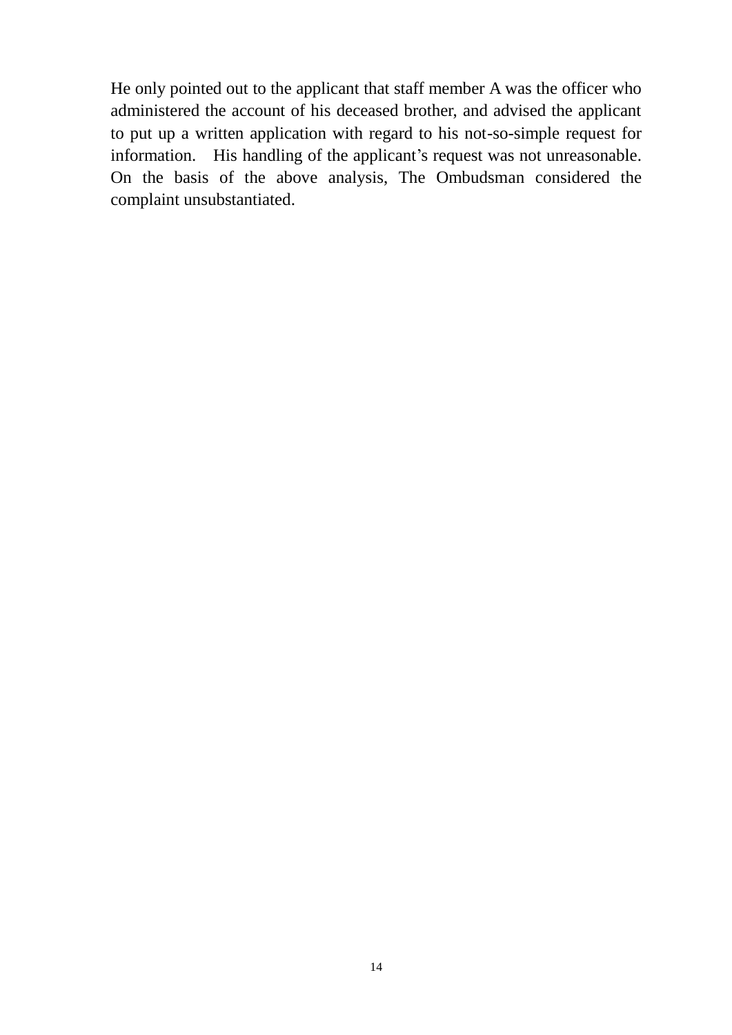He only pointed out to the applicant that staff member A was the officer who administered the account of his deceased brother, and advised the applicant to put up a written application with regard to his not-so-simple request for information. His handling of the applicant’s request was not unreasonable. On the basis of the above analysis, The Ombudsman considered the complaint unsubstantiated.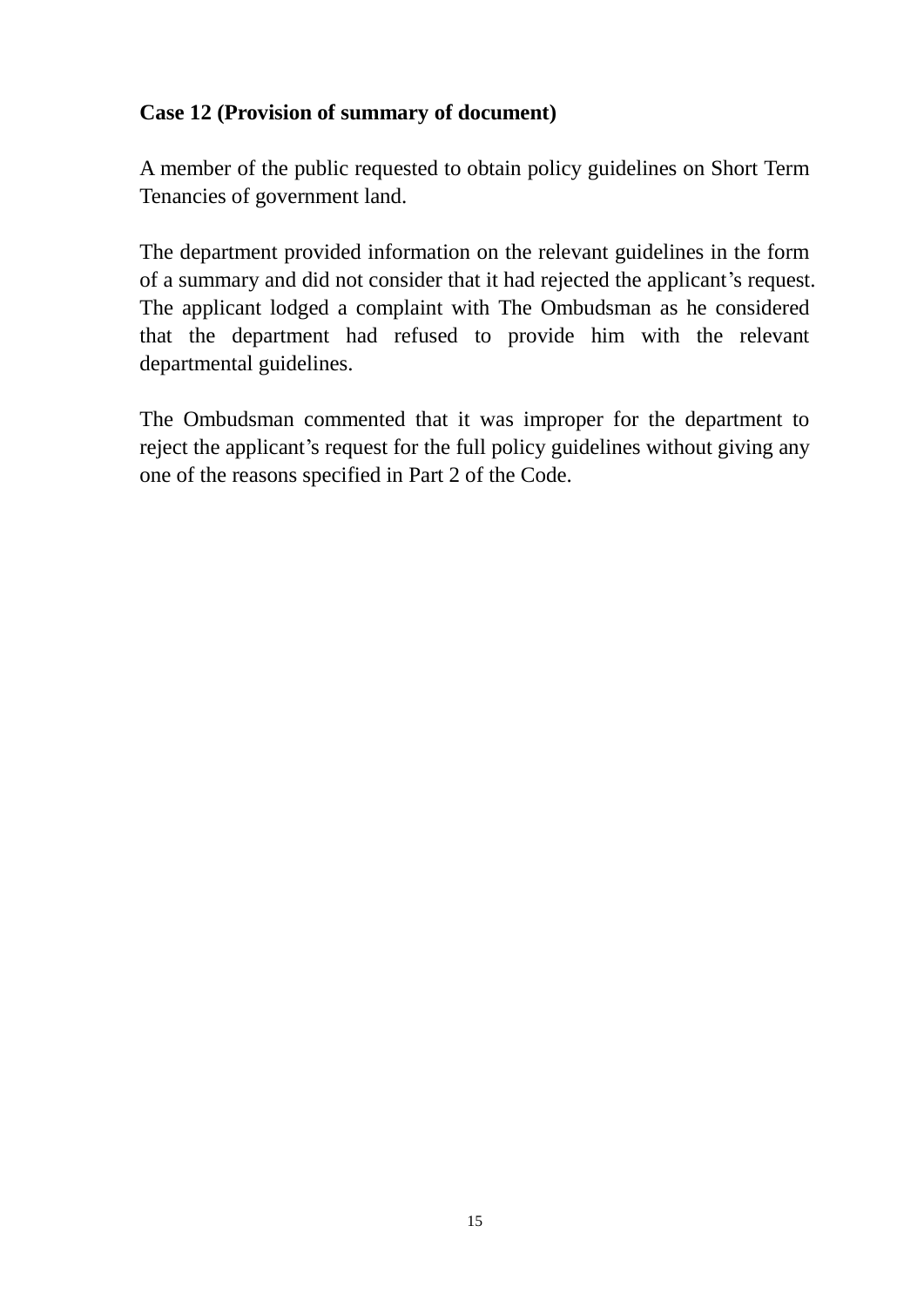**Case 12 (Provision of summary of document)**

A member of the public requested to obtain policy guidelines on Short Term Tenancies of government land.

The department provided information on the relevant guidelines in the form of a summary and did not consider that it had rejected the applicant's request. The applicant lodged a complaint with The Ombudsman as he considered that the department had refused to provide him with the relevant departmental guidelines.

The Ombudsman commented that it was improper for the department to reject the applicant's request for the full policy guidelines without giving any one of the reasons specified in Part 2 of the Code.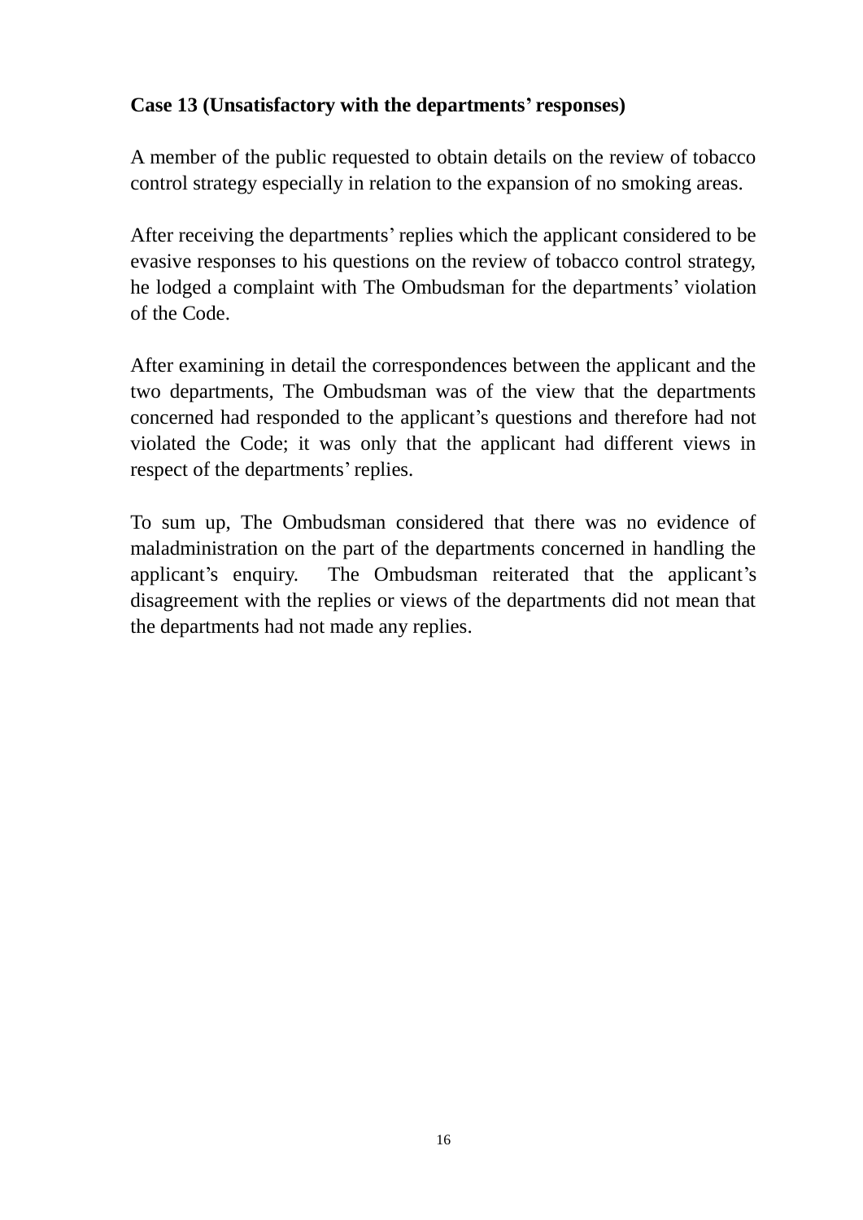**Case 13 (Unsatisfactory with the departments' responses)**

A member of the public requested to obtain details on the review of tobacco control strategy especially in relation to the expansion of no smoking areas.

After receiving the departments' replies which the applicant considered to be evasive responses to his questions on the review of tobacco control strategy, he lodged a complaint with The Ombudsman for the departments' violation of the Code.

After examining in detail the correspondences between the applicant and the two departments, The Ombudsman was of the view that the departments concerned had responded to the applicant's questions and therefore had not violated the Code; it was only that the applicant had different views in respect of the departments' replies.

To sum up, The Ombudsman considered that there was no evidence of maladministration on the part of the departments concerned in handling the applicant's enquiry. The Ombudsman reiterated that the applicant's disagreement with the replies or views of the departments did not mean that the departments had not made any replies.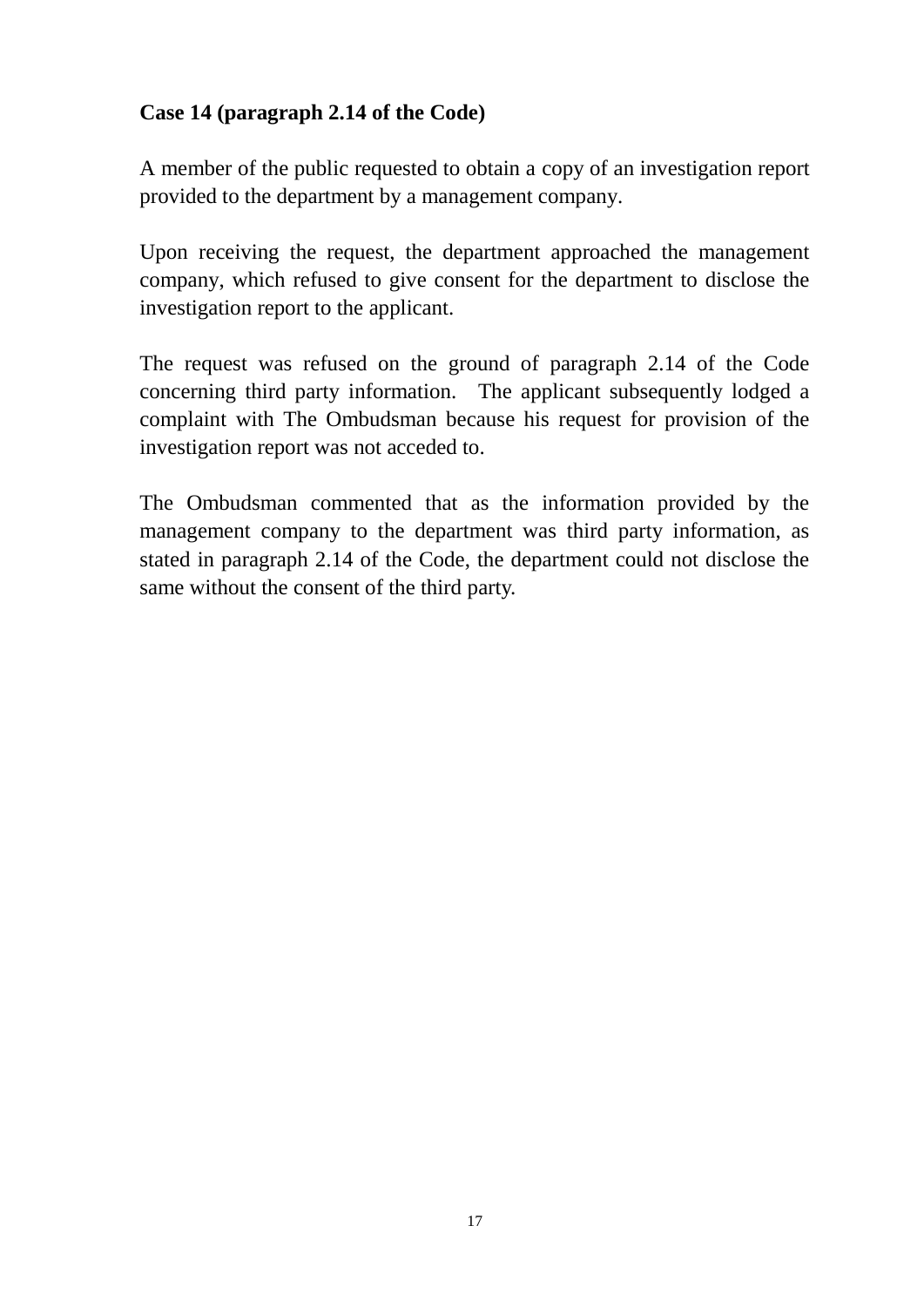**Case 14 (paragraph 2.14 of the Code)**

A member of the public requested to obtain a copy of an investigation report provided to the department by a management company.

Upon receiving the request, the department approached the management company, which refused to give consent for the department to disclose the investigation report to the applicant.

The request was refused on the ground of paragraph 2.14 of the Code concerning third party information. The applicant subsequently lodged a complaint with The Ombudsman because his request for provision of the investigation report was not acceded to.

The Ombudsman commented that as the information provided by the management company to the department was third party information, as stated in paragraph 2.14 of the Code, the department could not disclose the same without the consent of the third party.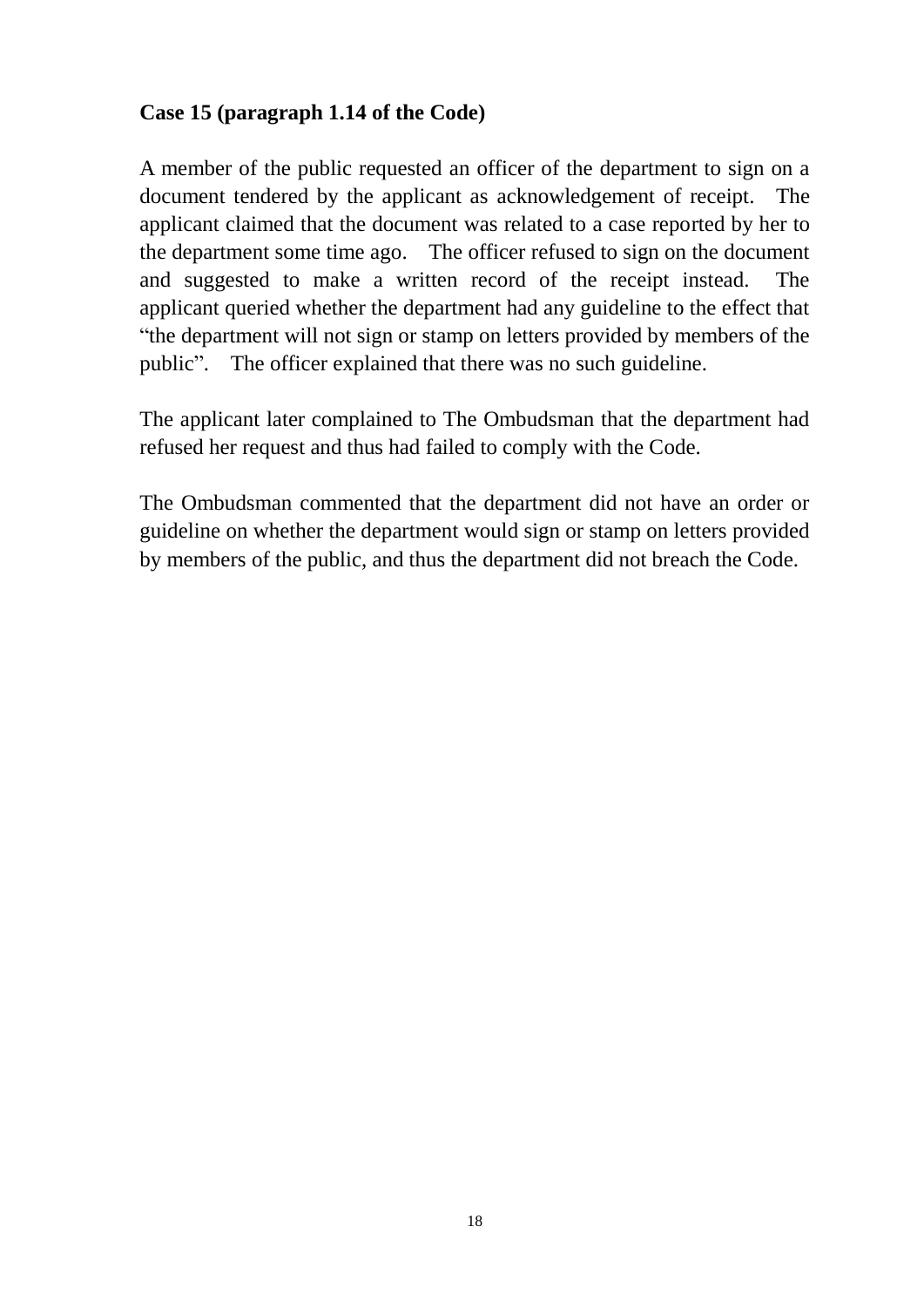**Case 15 (paragraph 1.14 of the Code)**

A member of the public requested an officer of the department to sign on a document tendered by the applicant as acknowledgement of receipt. The applicant claimed that the document was related to a case reported by her to the department some time ago. The officer refused to sign on the document and suggested to make a written record of the receipt instead. The applicant queried whether the department had any guideline to the effect that "the department will not sign or stamp on letters provided by members of the public". The officer explained that there was no such guideline.

The applicant later complained to The Ombudsman that the department had refused her request and thus had failed to comply with the Code.

The Ombudsman commented that the department did not have an order or guideline on whether the department would sign or stamp on letters provided by members of the public, and thus the department did not breach the Code.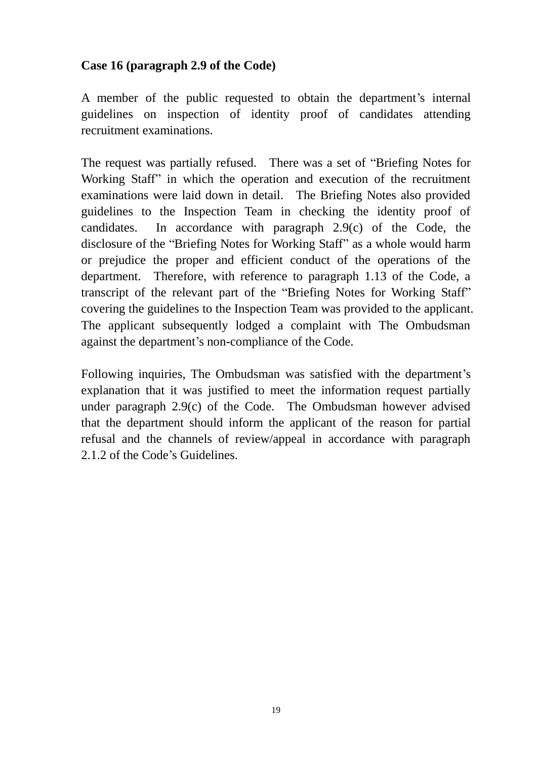**Case 16 (paragraph 2.9 of the Code)**

A member of the public requested to obtain the department's internal guidelines on inspection of identity proof of candidates attending recruitment examinations.

The request was partially refused. There was a set of "Briefing Notes for Working Staff" in which the operation and execution of the recruitment examinations were laid down in detail. The Briefing Notes also provided guidelines to the Inspection Team in checking the identity proof of candidates. In accordance with paragraph 2.9(c) of the Code, the disclosure of the "Briefing Notes for Working Staff" as a whole would harm or prejudice the proper and efficient conduct of the operations of the department. Therefore, with reference to paragraph 1.13 of the Code, a transcript of the relevant part of the "Briefing Notes for Working Staff" covering the guidelines to the Inspection Team was provided to the applicant. The applicant subsequently lodged a complaint with The Ombudsman against the department's non-compliance of the Code.

Following inquiries, The Ombudsman was satisfied with the department's explanation that it was justified to meet the information request partially under paragraph 2.9(c) of the Code. The Ombudsman however advised that the department should inform the applicant of the reason for partial refusal and the channels of review/appeal in accordance with paragraph 2.1.2 of the Code's Guidelines.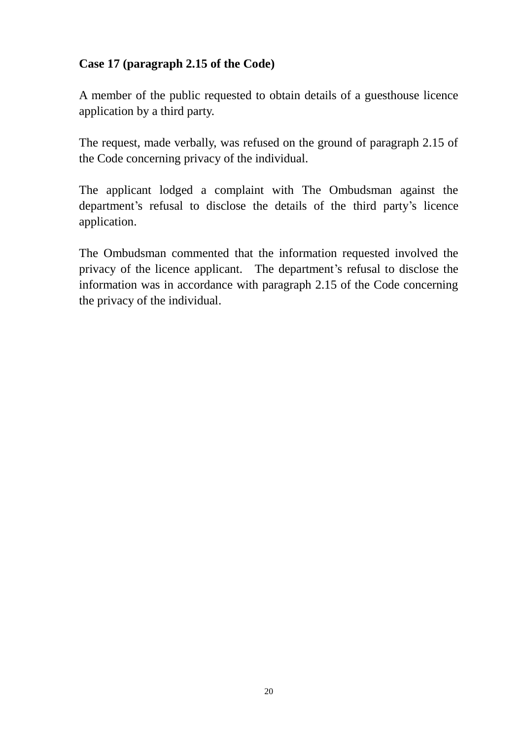**Case 17 (paragraph 2.15 of the Code)**

A member of the public requested to obtain details of a guesthouse licence application by a third party.

The request, made verbally, was refused on the ground of paragraph 2.15 of the Code concerning privacy of the individual.

The applicant lodged a complaint with The Ombudsman against the department's refusal to disclose the details of the third party's licence application.

The Ombudsman commented that the information requested involved the privacy of the licence applicant. The department's refusal to disclose the information was in accordance with paragraph 2.15 of the Code concerning the privacy of the individual.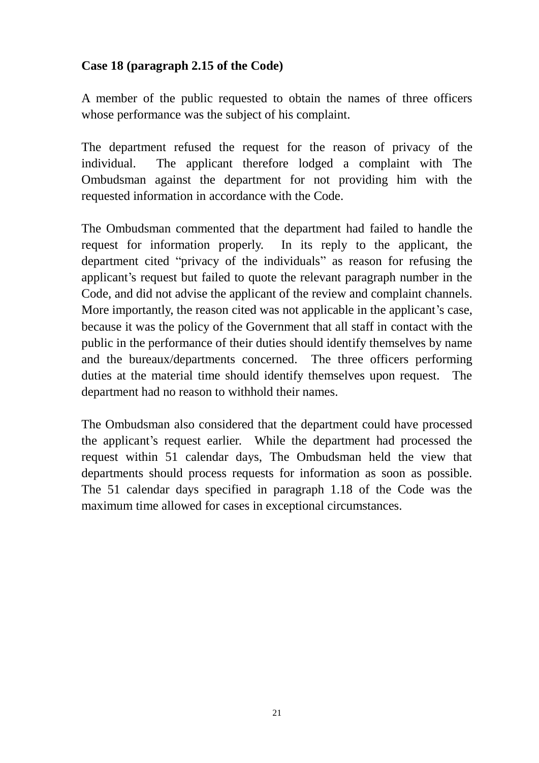**Case 18 (paragraph 2.15 of the Code)**

A member of the public requested to obtain the names of three officers whose performance was the subject of his complaint.

The department refused the request for the reason of privacy of the individual. The applicant therefore lodged a complaint with The Ombudsman against the department for not providing him with the requested information in accordance with the Code.

The Ombudsman commented that the department had failed to handle the request for information properly. In its reply to the applicant, the department cited "privacy of the individuals" as reason for refusing the applicant's request but failed to quote the relevant paragraph number in the Code, and did not advise the applicant of the review and complaint channels. More importantly, the reason cited was not applicable in the applicant's case, because it was the policy of the Government that all staff in contact with the public in the performance of their duties should identify themselves by name and the bureaux/departments concerned. The three officers performing duties at the material time should identify themselves upon request. The department had no reason to withhold their names.

The Ombudsman also considered that the department could have processed the applicant's request earlier. While the department had processed the request within 51 calendar days, The Ombudsman held the view that departments should process requests for information as soon as possible. The 51 calendar days specified in paragraph 1.18 of the Code was the maximum time allowed for cases in exceptional circumstances.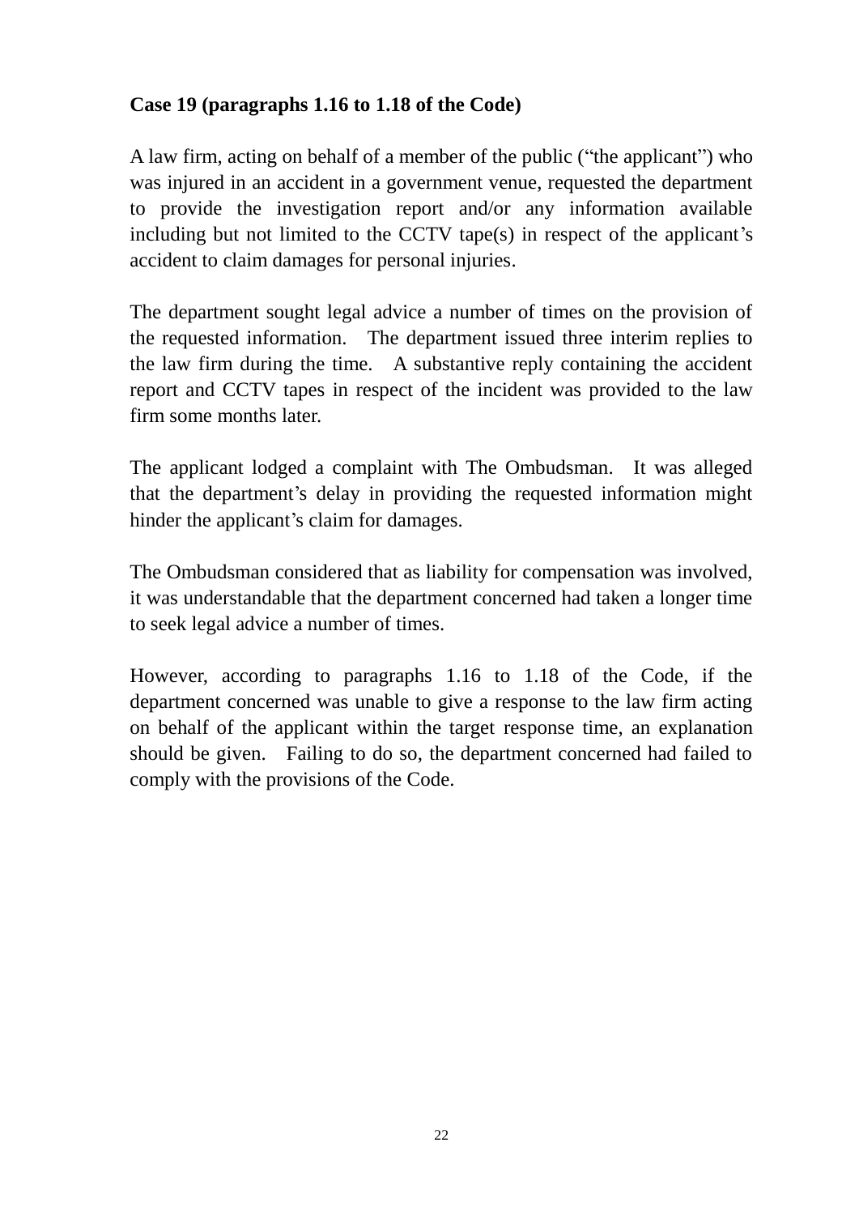**Case 19 (paragraphs 1.16 to 1.18 of the Code)**

A law firm, acting on behalf of a member of the public ("the applicant") who was injured in an accident in a government venue, requested the department to provide the investigation report and/or any information available including but not limited to the CCTV tape(s) in respect of the applicant's accident to claim damages for personal injuries.

The department sought legal advice a number of times on the provision of the requested information. The department issued three interim replies to the law firm during the time. A substantive reply containing the accident report and CCTV tapes in respect of the incident was provided to the law firm some months later.

The applicant lodged a complaint with The Ombudsman. It was alleged that the department's delay in providing the requested information might hinder the applicant's claim for damages.

The Ombudsman considered that as liability for compensation was involved, it was understandable that the department concerned had taken a longer time to seek legal advice a number of times.

However, according to paragraphs 1.16 to 1.18 of the Code, if the department concerned was unable to give a response to the law firm acting on behalf of the applicant within the target response time, an explanation should be given. Failing to do so, the department concerned had failed to comply with the provisions of the Code.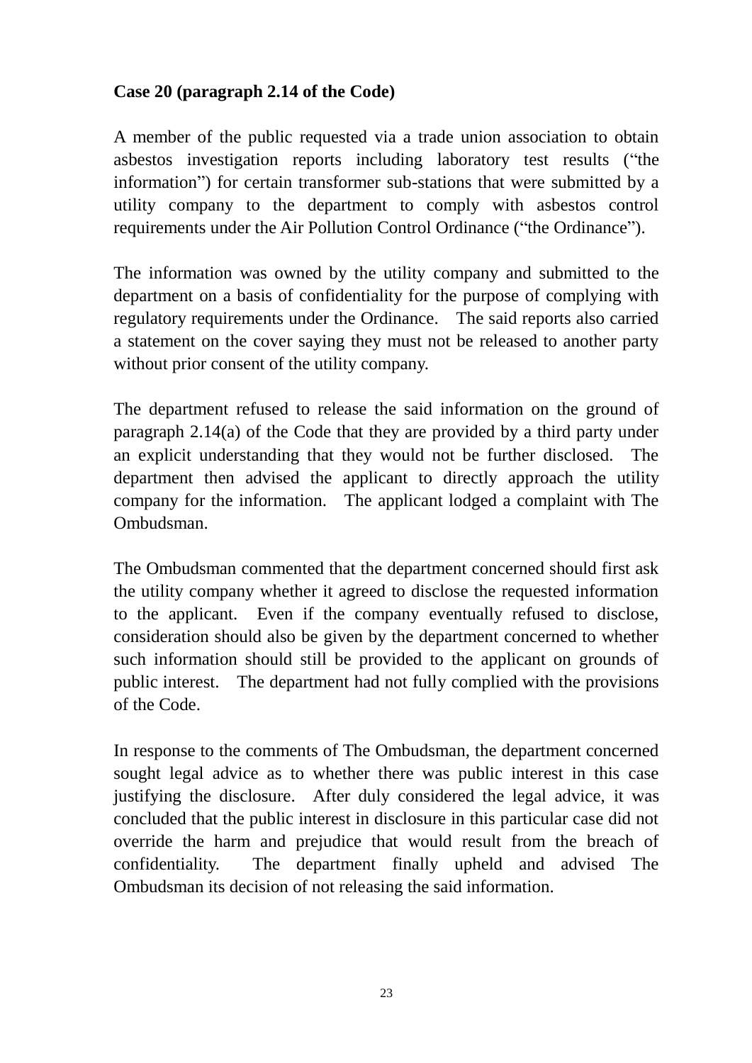**Case 20 (paragraph 2.14 of the Code)**

A member of the public requested via a trade union association to obtain asbestos investigation reports including laboratory test results ("the information") for certain transformer sub-stations that were submitted by a utility company to the department to comply with asbestos control requirements under the Air Pollution Control Ordinance ("the Ordinance").

The information was owned by the utility company and submitted to the department on a basis of confidentiality for the purpose of complying with regulatory requirements under the Ordinance. The said reports also carried a statement on the cover saying they must not be released to another party without prior consent of the utility company.

The department refused to release the said information on the ground of paragraph 2.14(a) of the Code that they are provided by a third party under an explicit understanding that they would not be further disclosed. The department then advised the applicant to directly approach the utility company for the information. The applicant lodged a complaint with The Ombudsman.

The Ombudsman commented that the department concerned should first ask the utility company whether it agreed to disclose the requested information to the applicant. Even if the company eventually refused to disclose, consideration should also be given by the department concerned to whether such information should still be provided to the applicant on grounds of public interest. The department had not fully complied with the provisions of the Code.

In response to the comments of The Ombudsman, the department concerned sought legal advice as to whether there was public interest in this case justifying the disclosure. After duly considered the legal advice, it was concluded that the public interest in disclosure in this particular case did not override the harm and prejudice that would result from the breach of confidentiality. The department finally upheld and advised The Ombudsman its decision of not releasing the said information.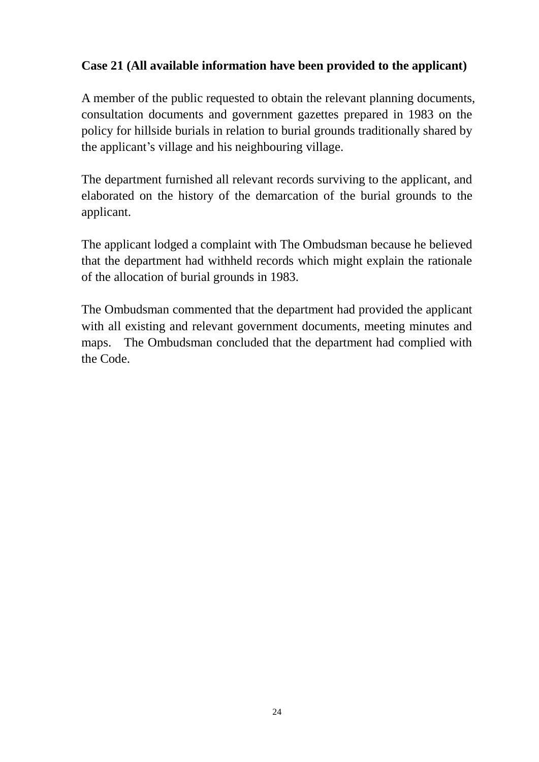**Case 21 (All available information have been provided to the applicant)**

A member of the public requested to obtain the relevant planning documents, consultation documents and government gazettes prepared in 1983 on the policy for hillside burials in relation to burial grounds traditionally shared by the applicant's village and his neighbouring village.

The department furnished all relevant records surviving to the applicant, and elaborated on the history of the demarcation of the burial grounds to the applicant.

The applicant lodged a complaint with The Ombudsman because he believed that the department had withheld records which might explain the rationale of the allocation of burial grounds in 1983.

The Ombudsman commented that the department had provided the applicant with all existing and relevant government documents, meeting minutes and maps. The Ombudsman concluded that the department had complied with the Code.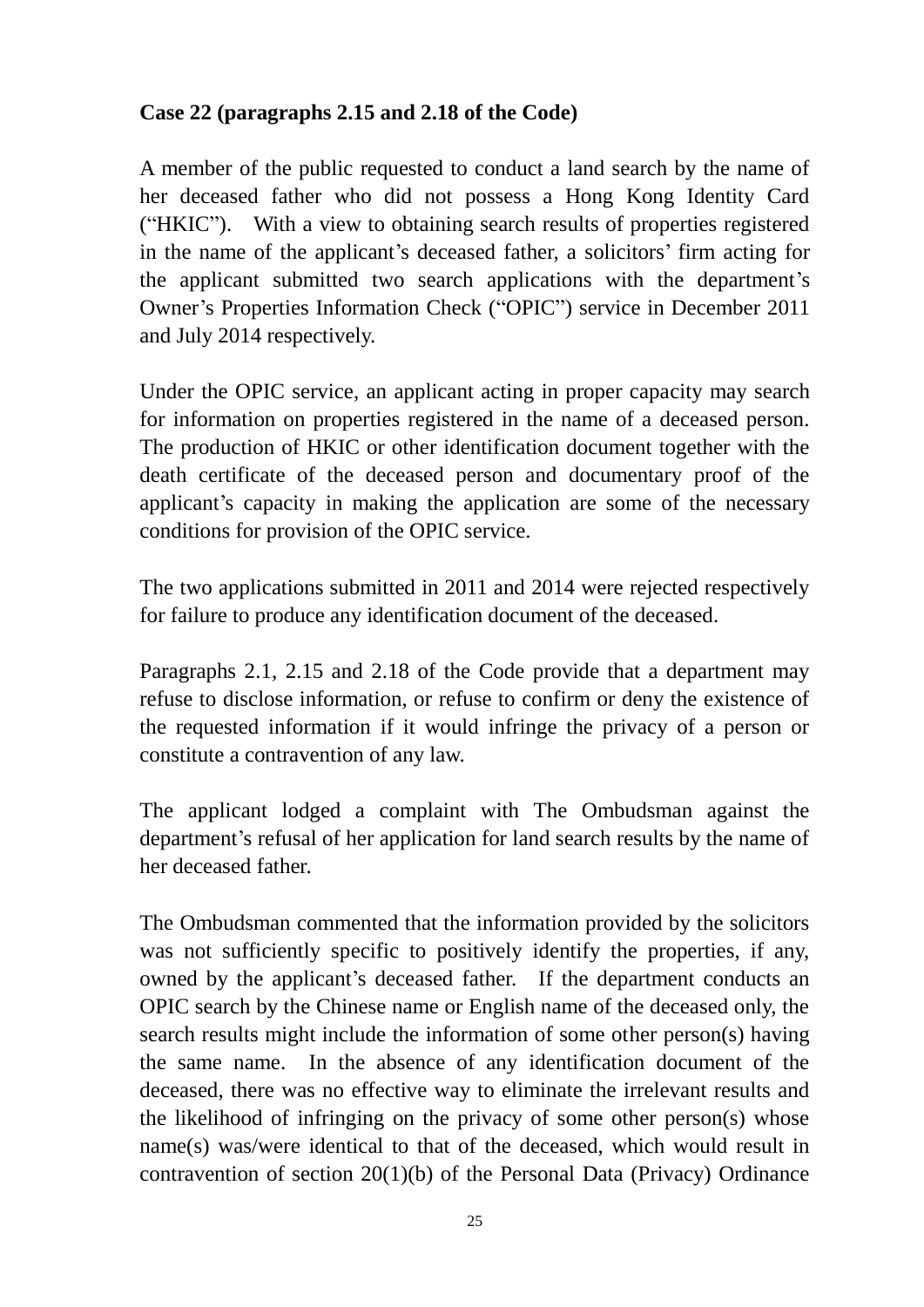**Case 22 (paragraphs 2.15 and 2.18 of the Code)**

A member of the public requested to conduct a land search by the name of her deceased father who did not possess a Hong Kong Identity Card ("HKIC"). With a view to obtaining search results of properties registered in the name of the applicant's deceased father, a solicitors' firm acting for the applicant submitted two search applications with the department's Owner's Properties Information Check ("OPIC") service in December 2011 and July 2014 respectively.

Under the OPIC service, an applicant acting in proper capacity may search for information on properties registered in the name of a deceased person. The production of HKIC or other identification document together with the death certificate of the deceased person and documentary proof of the applicant's capacity in making the application are some of the necessary conditions for provision of the OPIC service.

The two applications submitted in 2011 and 2014 were rejected respectively for failure to produce any identification document of the deceased.

Paragraphs 2.1, 2.15 and 2.18 of the Code provide that a department may refuse to disclose information, or refuse to confirm or deny the existence of the requested information if it would infringe the privacy of a person or constitute a contravention of any law.

The applicant lodged a complaint with The Ombudsman against the department's refusal of her application for land search results by the name of her deceased father.

The Ombudsman commented that the information provided by the solicitors was not sufficiently specific to positively identify the properties, if any, owned by the applicant's deceased father. If the department conducts an OPIC search by the Chinese name or English name of the deceased only, the search results might include the information of some other person(s) having the same name. In the absence of any identification document of the deceased, there was no effective way to eliminate the irrelevant results and the likelihood of infringing on the privacy of some other person(s) whose name(s) was/were identical to that of the deceased, which would result in contravention of section 20(1)(b) of the Personal Data (Privacy) Ordinance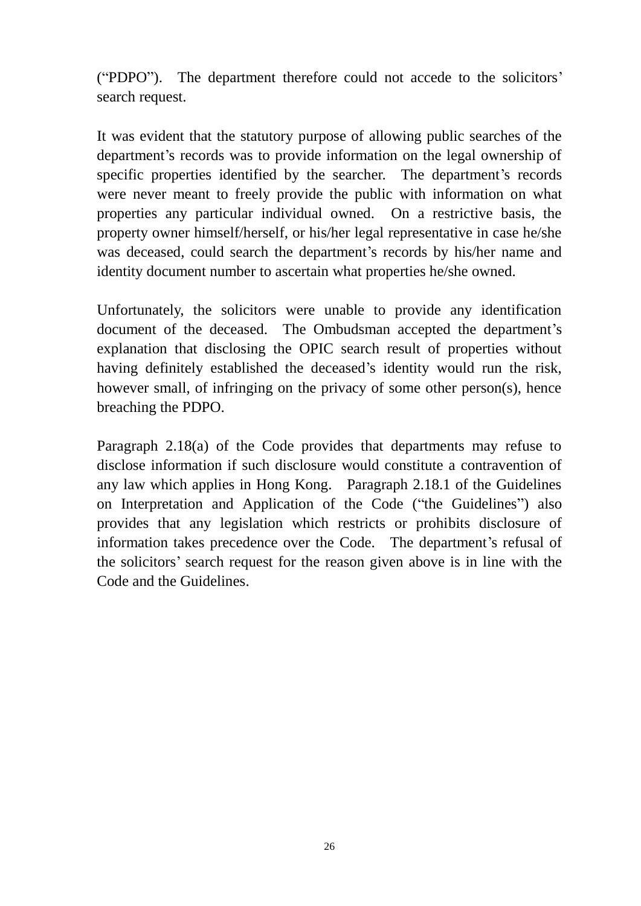("PDPO"). The department therefore could not accede to the solicitors' search request.

It was evident that the statutory purpose of allowing public searches of the department's records was to provide information on the legal ownership of specific properties identified by the searcher. The department's records were never meant to freely provide the public with information on what properties any particular individual owned. On a restrictive basis, the property owner himself/herself, or his/her legal representative in case he/she was deceased, could search the department's records by his/her name and identity document number to ascertain what properties he/she owned.

Unfortunately, the solicitors were unable to provide any identification document of the deceased. The Ombudsman accepted the department's explanation that disclosing the OPIC search result of properties without having definitely established the deceased's identity would run the risk, however small, of infringing on the privacy of some other person(s), hence breaching the PDPO.

Paragraph 2.18(a) of the Code provides that departments may refuse to disclose information if such disclosure would constitute a contravention of any law which applies in Hong Kong. Paragraph 2.18.1 of the Guidelines on Interpretation and Application of the Code ("the Guidelines") also provides that any legislation which restricts or prohibits disclosure of information takes precedence over the Code. The department's refusal of the solicitors' search request for the reason given above is in line with the Code and the Guidelines.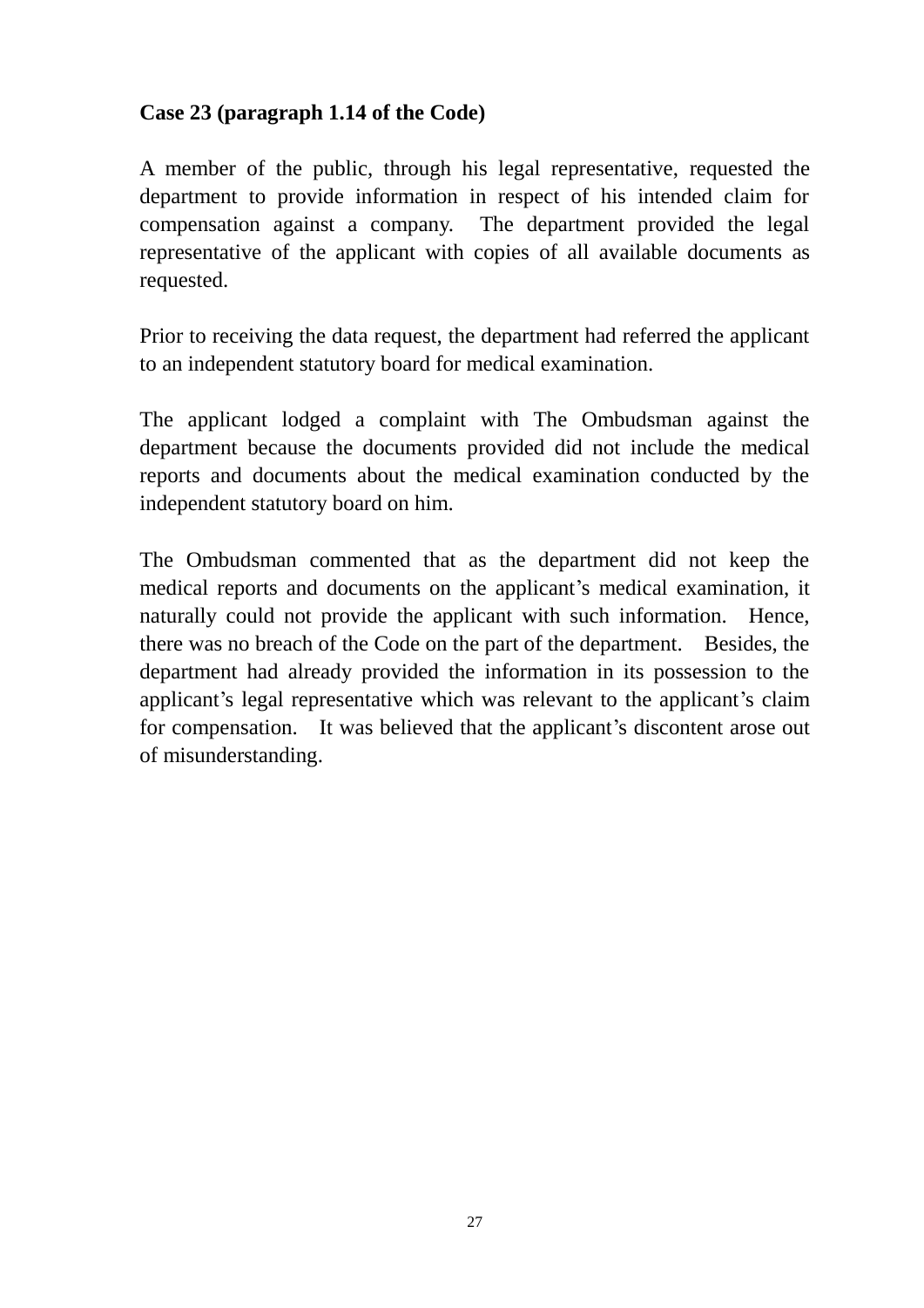**Case 23 (paragraph 1.14 of the Code)**

A member of the public, through his legal representative, requested the department to provide information in respect of his intended claim for compensation against a company. The department provided the legal representative of the applicant with copies of all available documents as requested.

Prior to receiving the data request, the department had referred the applicant to an independent statutory board for medical examination.

The applicant lodged a complaint with The Ombudsman against the department because the documents provided did not include the medical reports and documents about the medical examination conducted by the independent statutory board on him.

The Ombudsman commented that as the department did not keep the medical reports and documents on the applicant's medical examination, it naturally could not provide the applicant with such information. Hence, there was no breach of the Code on the part of the department. Besides, the department had already provided the information in its possession to the applicant's legal representative which was relevant to the applicant's claim for compensation. It was believed that the applicant's discontent arose out of misunderstanding.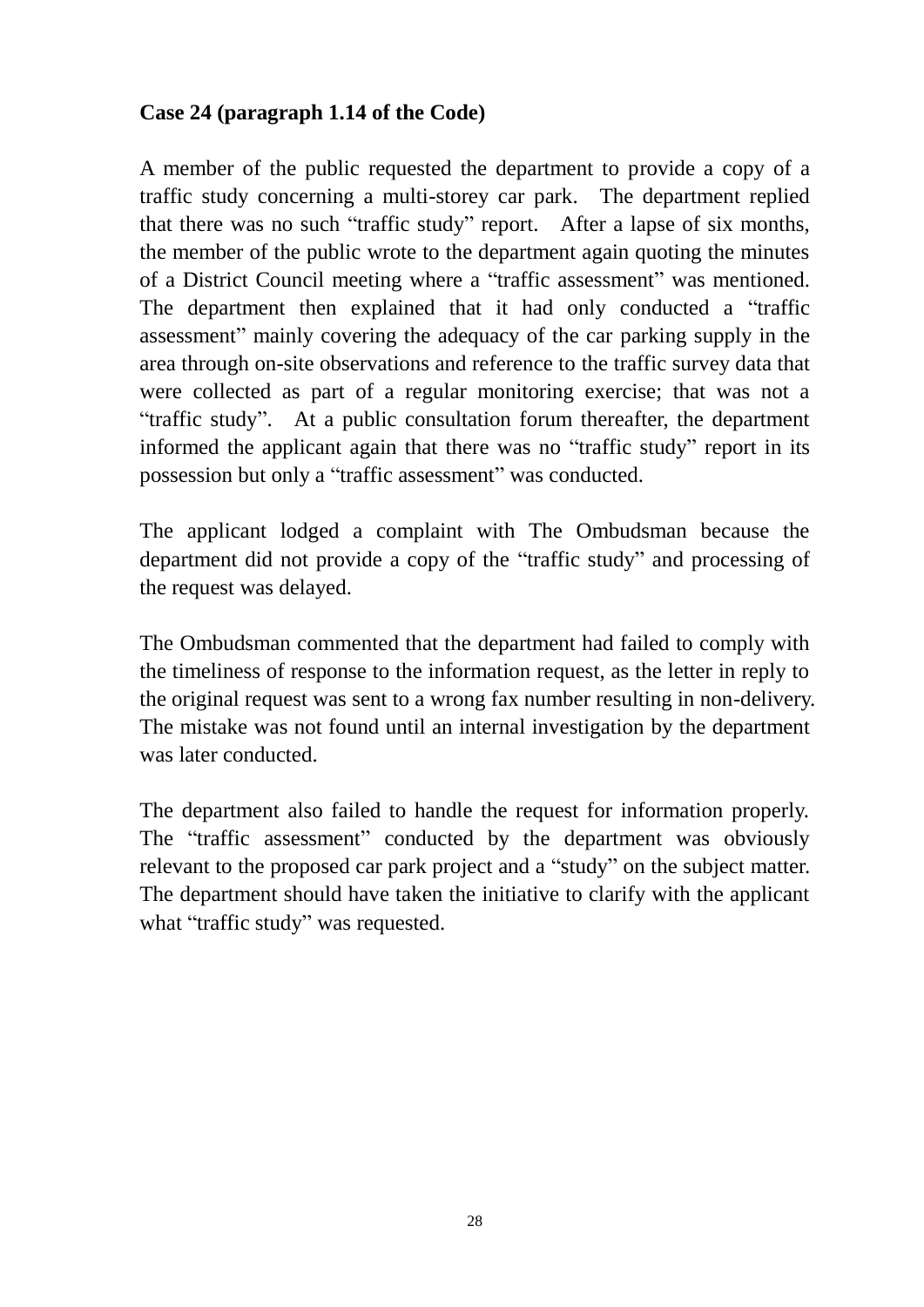**Case 24 (paragraph 1.14 of the Code)**

A member of the public requested the department to provide a copy of a traffic study concerning a multi-storey car park. The department replied that there was no such "traffic study" report. After a lapse of six months, the member of the public wrote to the department again quoting the minutes of a District Council meeting where a "traffic assessment" was mentioned. The department then explained that it had only conducted a "traffic assessment" mainly covering the adequacy of the car parking supply in the area through on-site observations and reference to the traffic survey data that were collected as part of a regular monitoring exercise; that was not a "traffic study". At a public consultation forum thereafter, the department informed the applicant again that there was no "traffic study" report in its possession but only a "traffic assessment" was conducted.

The applicant lodged a complaint with The Ombudsman because the department did not provide a copy of the "traffic study" and processing of the request was delayed.

The Ombudsman commented that the department had failed to comply with the timeliness of response to the information request, as the letter in reply to the original request was sent to a wrong fax number resulting in non-delivery. The mistake was not found until an internal investigation by the department was later conducted.

The department also failed to handle the request for information properly. The "traffic assessment" conducted by the department was obviously relevant to the proposed car park project and a "study" on the subject matter. The department should have taken the initiative to clarify with the applicant what "traffic study" was requested.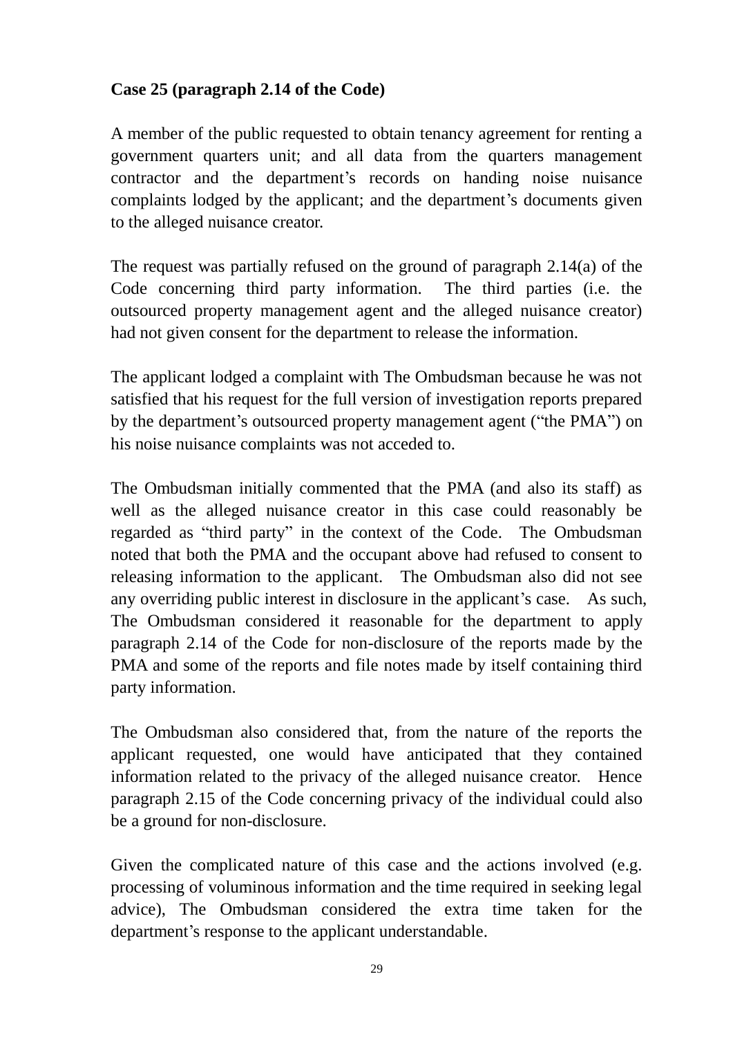**Case 25 (paragraph 2.14 of the Code)**

A member of the public requested to obtain tenancy agreement for renting a government quarters unit; and all data from the quarters management contractor and the department's records on handing noise nuisance complaints lodged by the applicant; and the department's documents given to the alleged nuisance creator.

The request was partially refused on the ground of paragraph 2.14(a) of the Code concerning third party information. The third parties (i.e. the outsourced property management agent and the alleged nuisance creator) had not given consent for the department to release the information.

The applicant lodged a complaint with The Ombudsman because he was not satisfied that his request for the full version of investigation reports prepared by the department's outsourced property management agent ("the PMA") on his noise nuisance complaints was not acceded to.

The Ombudsman initially commented that the PMA (and also its staff) as well as the alleged nuisance creator in this case could reasonably be regarded as "third party" in the context of the Code. The Ombudsman noted that both the PMA and the occupant above had refused to consent to releasing information to the applicant. The Ombudsman also did not see any overriding public interest in disclosure in the applicant's case. As such, The Ombudsman considered it reasonable for the department to apply paragraph 2.14 of the Code for non-disclosure of the reports made by the PMA and some of the reports and file notes made by itself containing third party information.

The Ombudsman also considered that, from the nature of the reports the applicant requested, one would have anticipated that they contained information related to the privacy of the alleged nuisance creator. Hence paragraph 2.15 of the Code concerning privacy of the individual could also be a ground for non-disclosure.

Given the complicated nature of this case and the actions involved (e.g. processing of voluminous information and the time required in seeking legal advice), The Ombudsman considered the extra time taken for the department's response to the applicant understandable.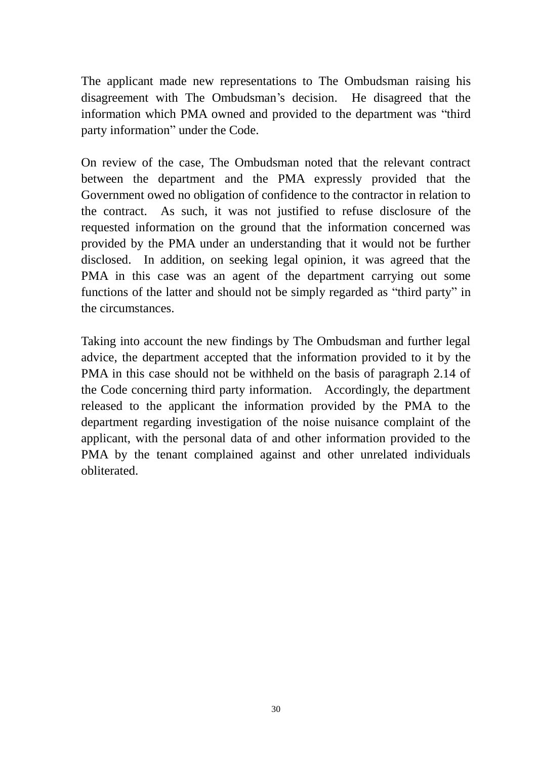The applicant made new representations to The Ombudsman raising his disagreement with The Ombudsman's decision. He disagreed that the information which PMA owned and provided to the department was "third party information" under the Code.

On review of the case, The Ombudsman noted that the relevant contract between the department and the PMA expressly provided that the Government owed no obligation of confidence to the contractor in relation to the contract. As such, it was not justified to refuse disclosure of the requested information on the ground that the information concerned was provided by the PMA under an understanding that it would not be further disclosed. In addition, on seeking legal opinion, it was agreed that the PMA in this case was an agent of the department carrying out some functions of the latter and should not be simply regarded as "third party" in the circumstances.

Taking into account the new findings by The Ombudsman and further legal advice, the department accepted that the information provided to it by the PMA in this case should not be withheld on the basis of paragraph 2.14 of the Code concerning third party information. Accordingly, the department released to the applicant the information provided by the PMA to the department regarding investigation of the noise nuisance complaint of the applicant, with the personal data of and other information provided to the PMA by the tenant complained against and other unrelated individuals obliterated.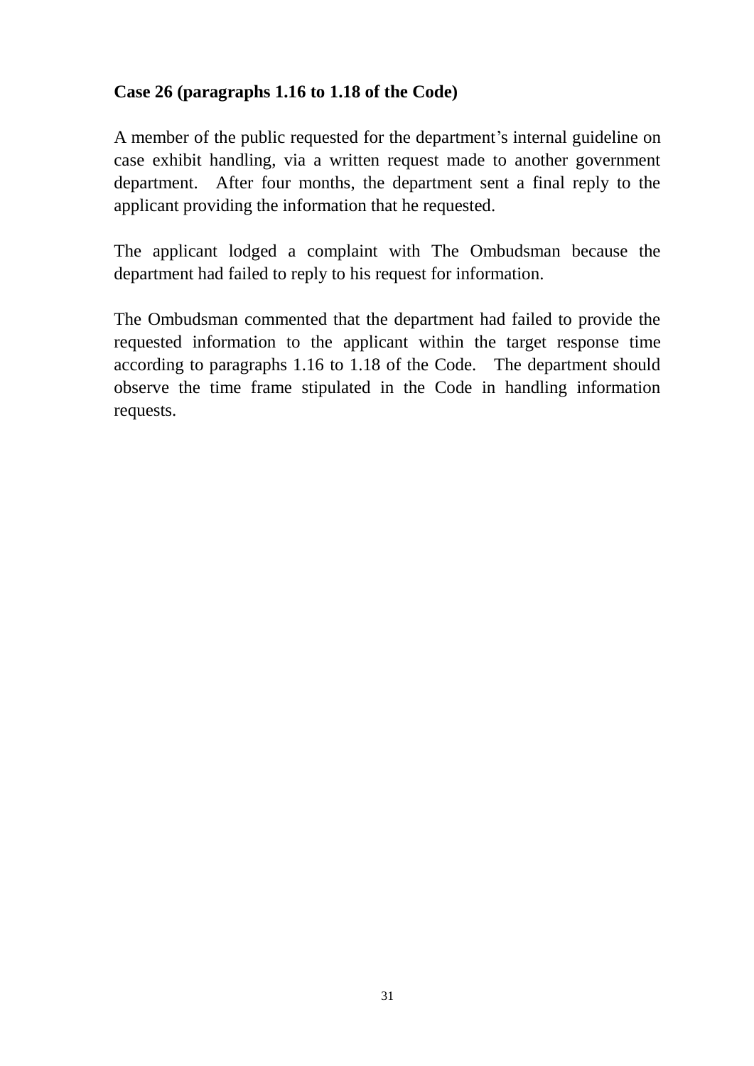**Case 26 (paragraphs 1.16 to 1.18 of the Code)**

A member of the public requested for the department's internal guideline on case exhibit handling, via a written request made to another government department. After four months, the department sent a final reply to the applicant providing the information that he requested.

The applicant lodged a complaint with The Ombudsman because the department had failed to reply to his request for information.

The Ombudsman commented that the department had failed to provide the requested information to the applicant within the target response time according to paragraphs 1.16 to 1.18 of the Code. The department should observe the time frame stipulated in the Code in handling information requests.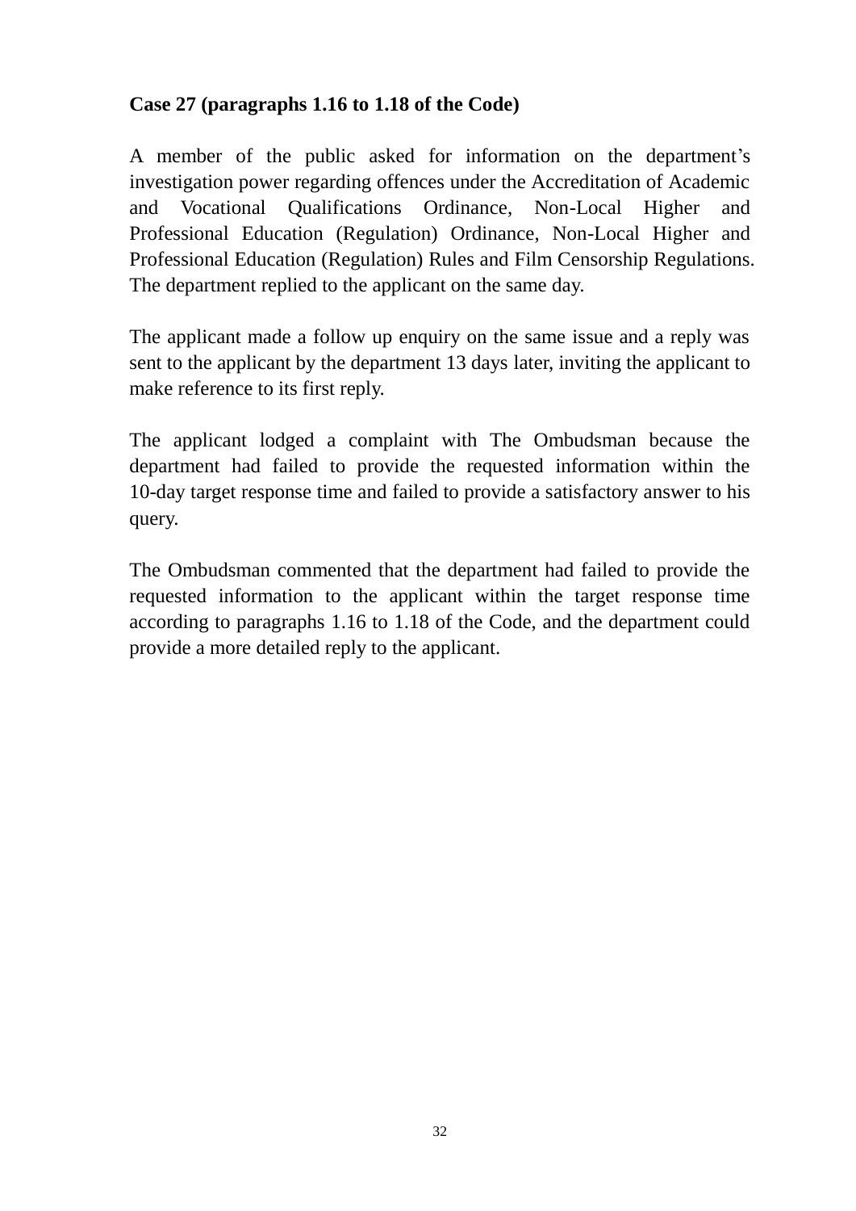**Case 27 (paragraphs 1.16 to 1.18 of the Code)**

A member of the public asked for information on the department's investigation power regarding offences under the Accreditation of Academic and Vocational Qualifications Ordinance, Non-Local Higher and Professional Education (Regulation) Ordinance, Non-Local Higher and Professional Education (Regulation) Rules and Film Censorship Regulations. The department replied to the applicant on the same day.

The applicant made a follow up enquiry on the same issue and a reply was sent to the applicant by the department 13 days later, inviting the applicant to make reference to its first reply.

The applicant lodged a complaint with The Ombudsman because the department had failed to provide the requested information within the 10-day target response time and failed to provide a satisfactory answer to his query.

The Ombudsman commented that the department had failed to provide the requested information to the applicant within the target response time according to paragraphs 1.16 to 1.18 of the Code, and the department could provide a more detailed reply to the applicant.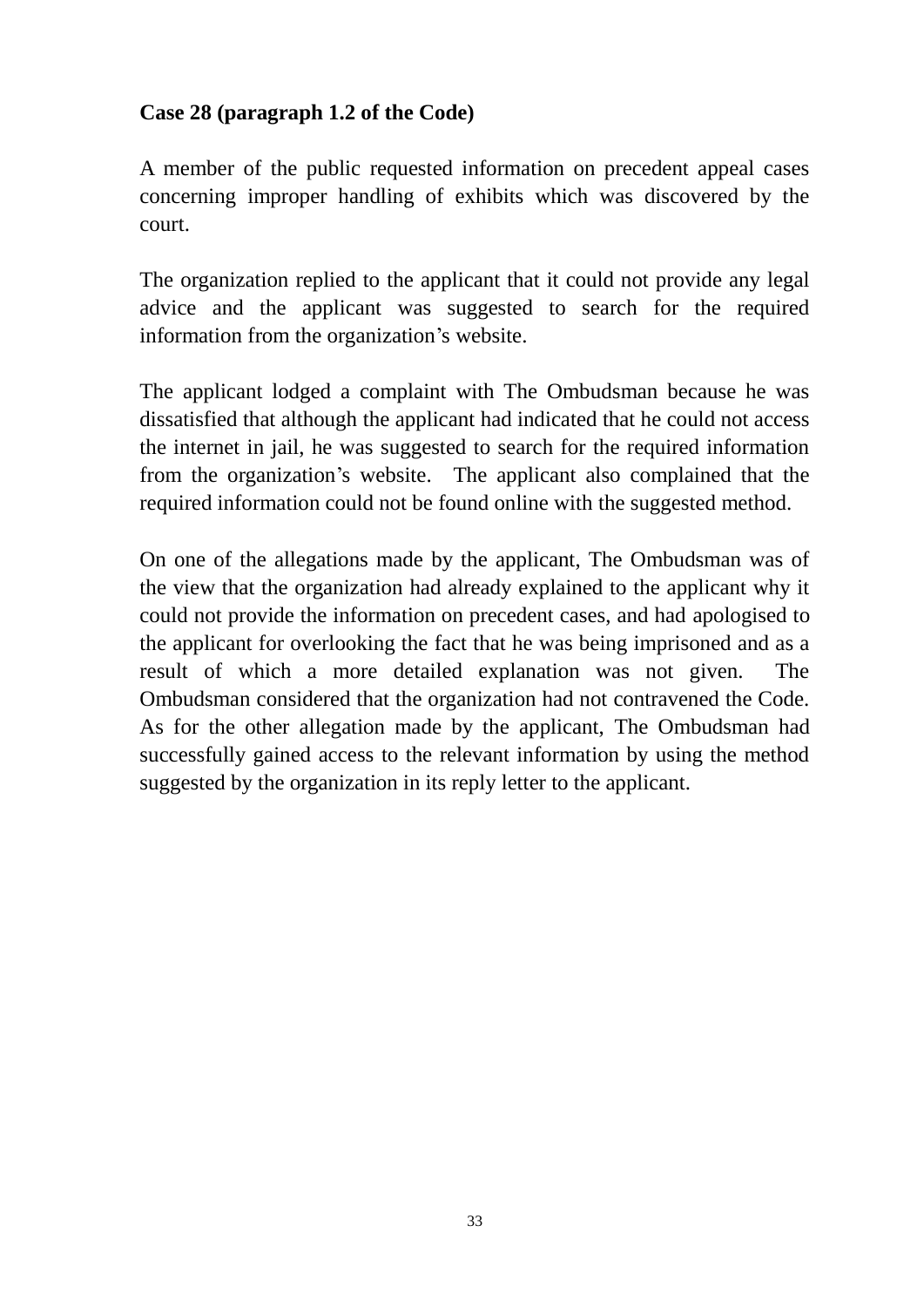**Case 28 (paragraph 1.2 of the Code)**

A member of the public requested information on precedent appeal cases concerning improper handling of exhibits which was discovered by the court.

The organization replied to the applicant that it could not provide any legal advice and the applicant was suggested to search for the required information from the organization's website.

The applicant lodged a complaint with The Ombudsman because he was dissatisfied that although the applicant had indicated that he could not access the internet in jail, he was suggested to search for the required information from the organization's website. The applicant also complained that the required information could not be found online with the suggested method.

On one of the allegations made by the applicant, The Ombudsman was of the view that the organization had already explained to the applicant why it could not provide the information on precedent cases, and had apologised to the applicant for overlooking the fact that he was being imprisoned and as a result of which a more detailed explanation was not given. The Ombudsman considered that the organization had not contravened the Code. As for the other allegation made by the applicant, The Ombudsman had successfully gained access to the relevant information by using the method suggested by the organization in its reply letter to the applicant.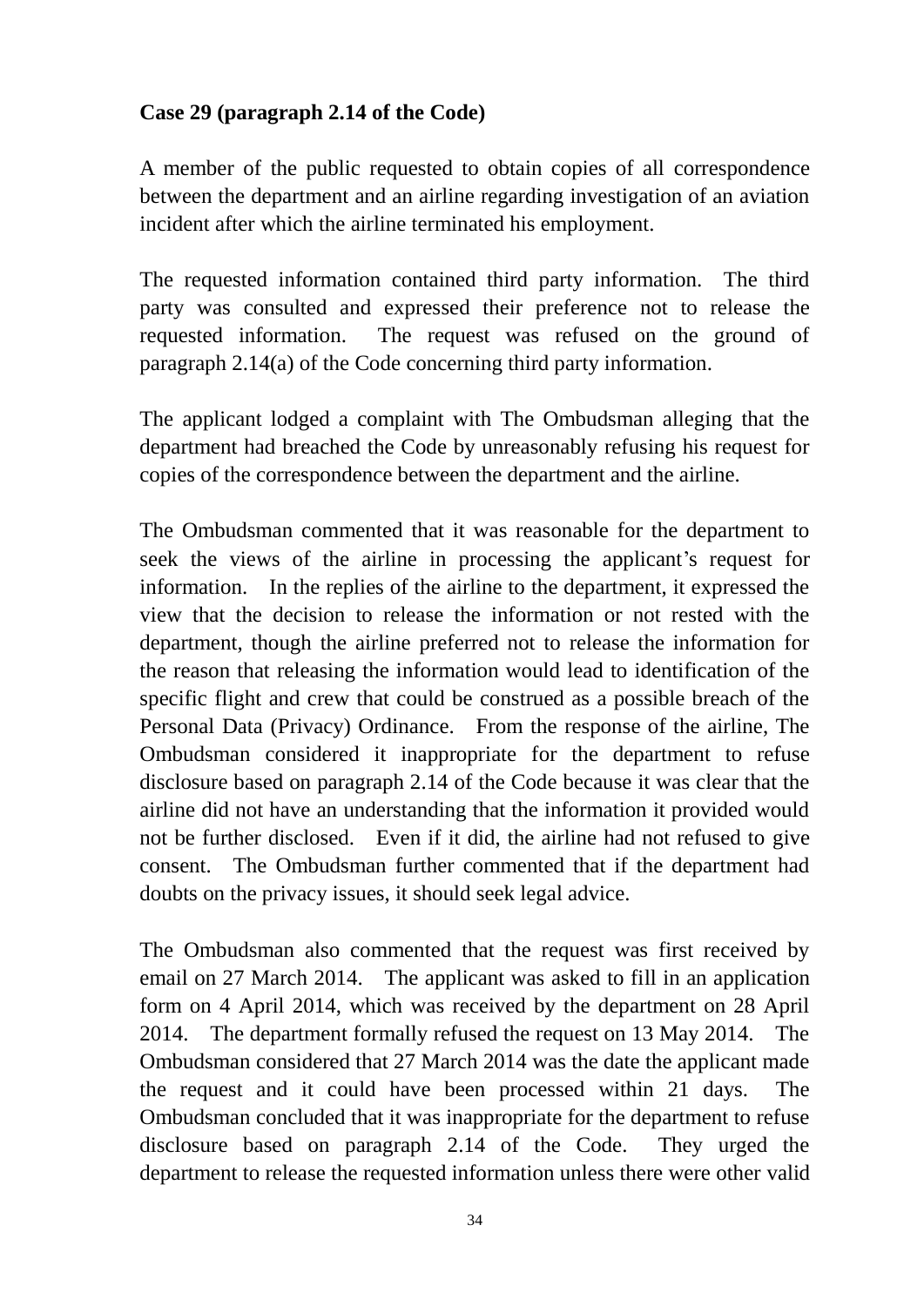**Case 29 (paragraph 2.14 of the Code)**

A member of the public requested to obtain copies of all correspondence between the department and an airline regarding investigation of an aviation incident after which the airline terminated his employment.

The requested information contained third party information. The third party was consulted and expressed their preference not to release the requested information. The request was refused on the ground of paragraph 2.14(a) of the Code concerning third party information.

The applicant lodged a complaint with The Ombudsman alleging that the department had breached the Code by unreasonably refusing his request for copies of the correspondence between the department and the airline.

The Ombudsman commented that it was reasonable for the department to seek the views of the airline in processing the applicant's request for information. In the replies of the airline to the department, it expressed the view that the decision to release the information or not rested with the department, though the airline preferred not to release the information for the reason that releasing the information would lead to identification of the specific flight and crew that could be construed as a possible breach of the Personal Data (Privacy) Ordinance. From the response of the airline, The Ombudsman considered it inappropriate for the department to refuse disclosure based on paragraph 2.14 of the Code because it was clear that the airline did not have an understanding that the information it provided would not be further disclosed. Even if it did, the airline had not refused to give consent. The Ombudsman further commented that if the department had doubts on the privacy issues, it should seek legal advice.

The Ombudsman also commented that the request was first received by email on 27 March 2014. The applicant was asked to fill in an application form on 4 April 2014, which was received by the department on 28 April 2014. The department formally refused the request on 13 May 2014. The Ombudsman considered that 27 March 2014 was the date the applicant made the request and it could have been processed within 21 days. The Ombudsman concluded that it was inappropriate for the department to refuse disclosure based on paragraph 2.14 of the Code. They urged the department to release the requested information unless there were other valid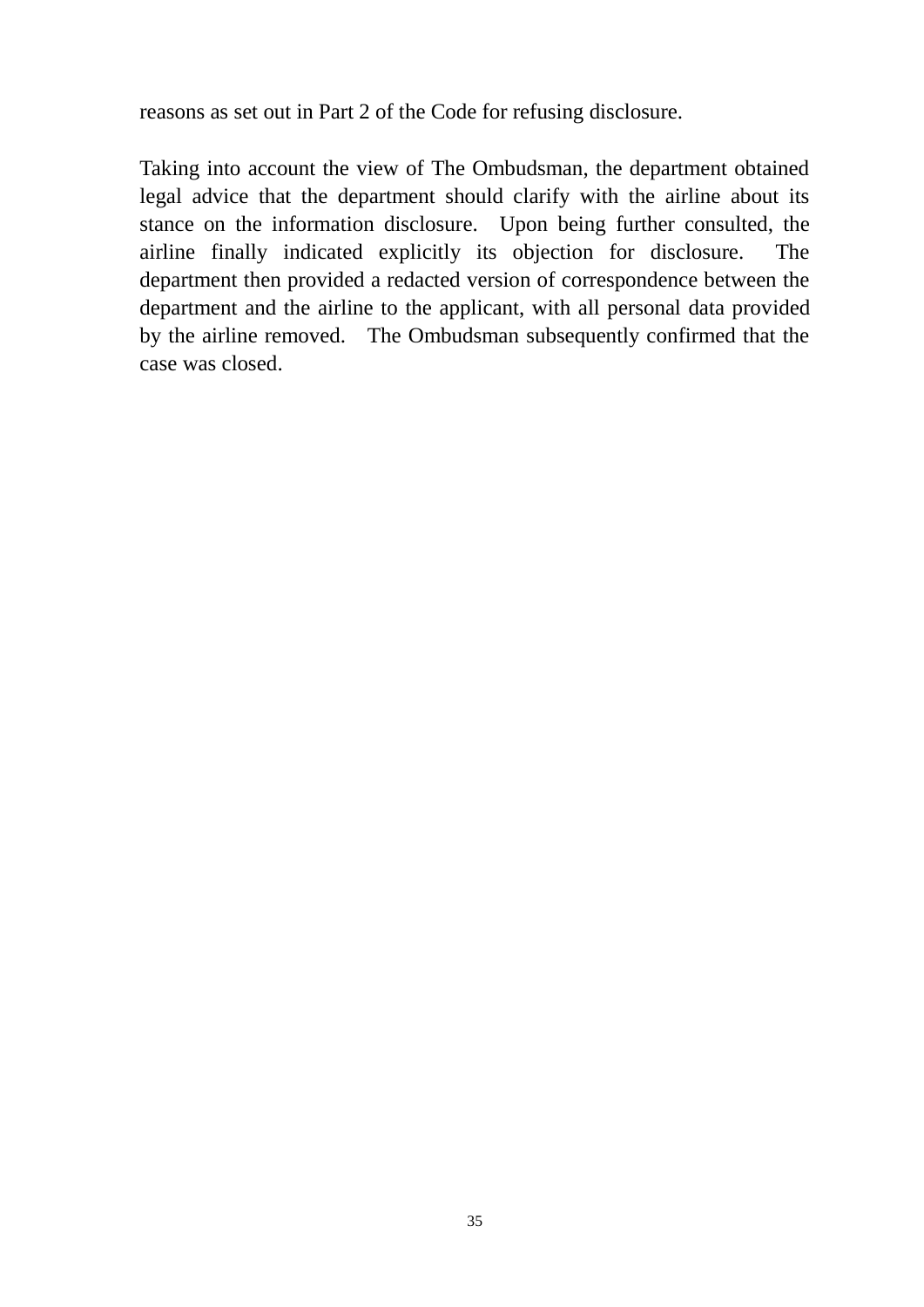reasons as set out in Part 2 of the Code for refusing disclosure.

Taking into account the view of The Ombudsman, the department obtained legal advice that the department should clarify with the airline about its stance on the information disclosure. Upon being further consulted, the airline finally indicated explicitly its objection for disclosure. The department then provided a redacted version of correspondence between the department and the airline to the applicant, with all personal data provided by the airline removed. The Ombudsman subsequently confirmed that the case was closed.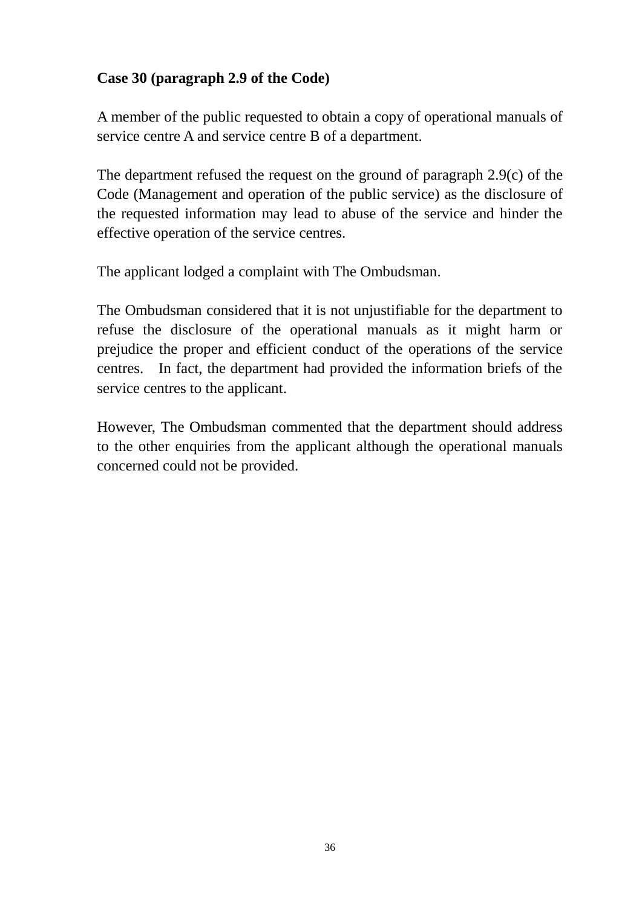**Case 30 (paragraph 2.9 of the Code)**

A member of the public requested to obtain a copy of operational manuals of service centre A and service centre B of a department.

The department refused the request on the ground of paragraph 2.9(c) of the Code (Management and operation of the public service) as the disclosure of the requested information may lead to abuse of the service and hinder the effective operation of the service centres.

The applicant lodged a complaint with The Ombudsman.

The Ombudsman considered that it is not unjustifiable for the department to refuse the disclosure of the operational manuals as it might harm or prejudice the proper and efficient conduct of the operations of the service centres. In fact, the department had provided the information briefs of the service centres to the applicant.

However, The Ombudsman commented that the department should address to the other enquiries from the applicant although the operational manuals concerned could not be provided.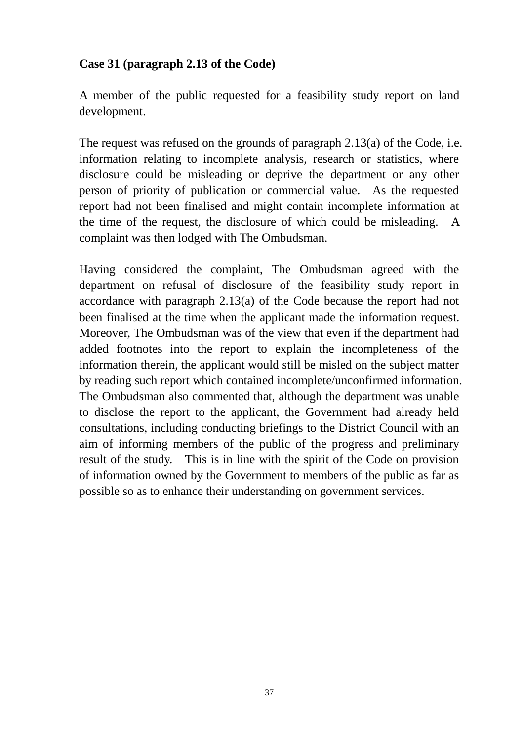**Case 31 (paragraph 2.13 of the Code)**

A member of the public requested for a feasibility study report on land development.

The request was refused on the grounds of paragraph 2.13(a) of the Code, i.e. information relating to incomplete analysis, research or statistics, where disclosure could be misleading or deprive the department or any other person of priority of publication or commercial value. As the requested report had not been finalised and might contain incomplete information at the time of the request, the disclosure of which could be misleading. A complaint was then lodged with The Ombudsman.

Having considered the complaint, The Ombudsman agreed with the department on refusal of disclosure of the feasibility study report in accordance with paragraph 2.13(a) of the Code because the report had not been finalised at the time when the applicant made the information request. Moreover, The Ombudsman was of the view that even if the department had added footnotes into the report to explain the incompleteness of the information therein, the applicant would still be misled on the subject matter by reading such report which contained incomplete/unconfirmed information. The Ombudsman also commented that, although the department was unable to disclose the report to the applicant, the Government had already held consultations, including conducting briefings to the District Council with an aim of informing members of the public of the progress and preliminary result of the study. This is in line with the spirit of the Code on provision of information owned by the Government to members of the public as far as possible so as to enhance their understanding on government services.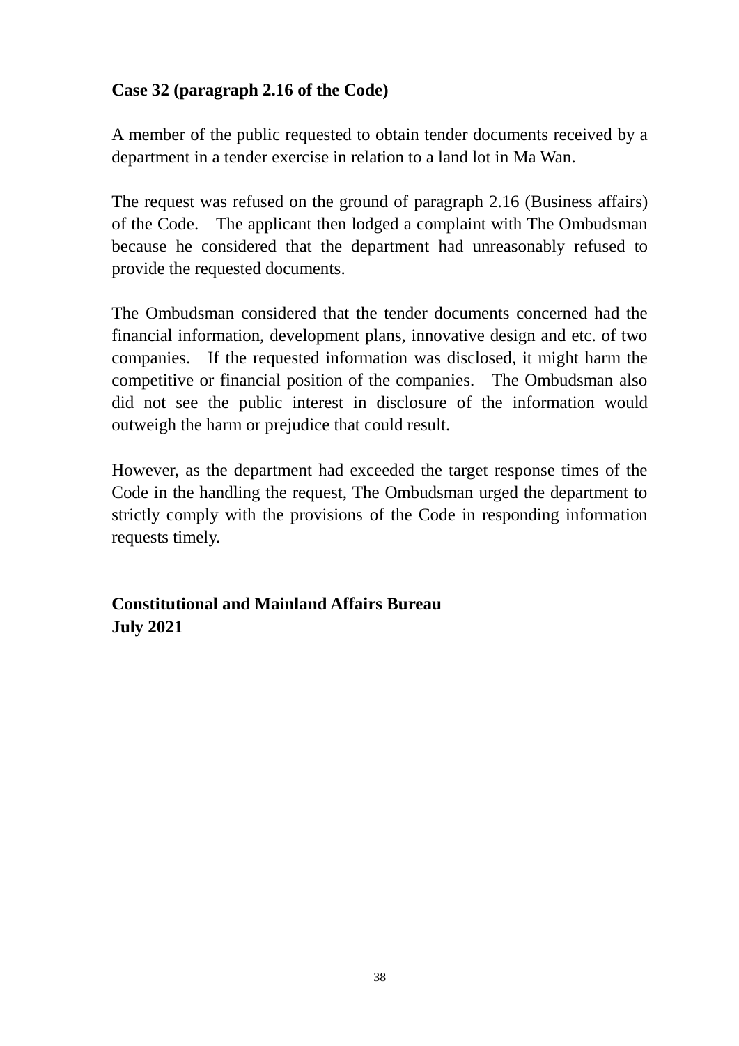**Case 32 (paragraph 2.16 of the Code)**

A member of the public requested to obtain tender documents received by a department in a tender exercise in relation to a land lot in Ma Wan.

The request was refused on the ground of paragraph 2.16 (Business affairs) of the Code. The applicant then lodged a complaint with The Ombudsman because he considered that the department had unreasonably refused to provide the requested documents.

The Ombudsman considered that the tender documents concerned had the financial information, development plans, innovative design and etc. of two companies. If the requested information was disclosed, it might harm the competitive or financial position of the companies. The Ombudsman also did not see the public interest in disclosure of the information would outweigh the harm or prejudice that could result.

However, as the department had exceeded the target response times of the Code in the handling the request, The Ombudsman urged the department to strictly comply with the provisions of the Code in responding information requests timely.

**Constitutional and Mainland Affairs Bureau**
**July 2021**